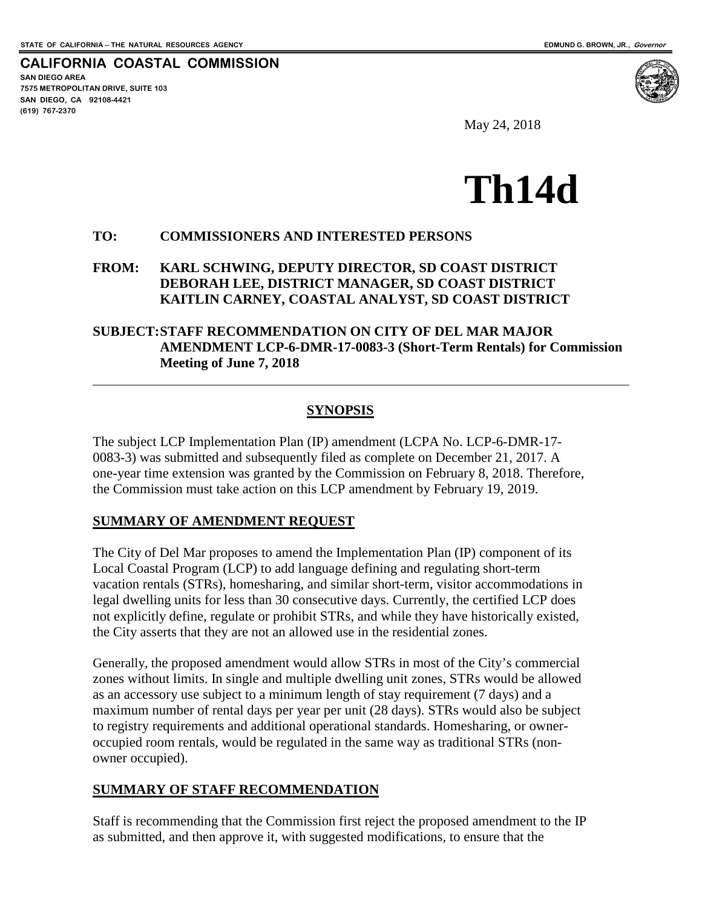STATE OF CALIFORNIA -- THE NATURAL RESOURCES AGENCY

EDMUND G. BROWN, JR., *Governor*

**CALIFORNIA COASTAL COMMISSION**

SAN DIEGO AREA
7575 METROPOLITAN DRIVE, SUITE 103
SAN DIEGO, CA 92108-4421
(619) 767-2370

May 24, 2018

# Th14d

**TO: COMMISSIONERS AND INTERESTED PERSONS**

**FROM: KARL SCHWING, DEPUTY DIRECTOR, SD COAST DISTRICT**
**DEBORAH LEE, DISTRICT MANAGER, SD COAST DISTRICT**
**KAITLIN CARNEY, COASTAL ANALYST, SD COAST DISTRICT**

**SUBJECT: STAFF RECOMMENDATION ON CITY OF DEL MAR MAJOR AMENDMENT LCP-6-DMR-17-0083-3 (Short-Term Rentals) for Commission Meeting of June 7, 2018**

---

## SYNOPSIS

The subject LCP Implementation Plan (IP) amendment (LCPA No. LCP-6-DMR-17-0083-3) was submitted and subsequently filed as complete on December 21, 2017. A one-year time extension was granted by the Commission on February 8, 2018. Therefore, the Commission must take action on this LCP amendment by February 19, 2019.

### SUMMARY OF AMENDMENT REQUEST

The City of Del Mar proposes to amend the Implementation Plan (IP) component of its Local Coastal Program (LCP) to add language defining and regulating short-term vacation rentals (STRs), homesharing, and similar short-term, visitor accommodations in legal dwelling units for less than 30 consecutive days. Currently, the certified LCP does not explicitly define, regulate or prohibit STRs, and while they have historically existed, the City asserts that they are not an allowed use in the residential zones.

Generally, the proposed amendment would allow STRs in most of the City's commercial zones without limits. In single and multiple dwelling unit zones, STRs would be allowed as an accessory use subject to a minimum length of stay requirement (7 days) and a maximum number of rental days per year per unit (28 days). STRs would also be subject to registry requirements and additional operational standards. Homesharing, or owner-occupied room rentals, would be regulated in the same way as traditional STRs (non-owner occupied).

### SUMMARY OF STAFF RECOMMENDATION

Staff is recommending that the Commission first reject the proposed amendment to the IP as submitted, and then approve it, with suggested modifications, to ensure that the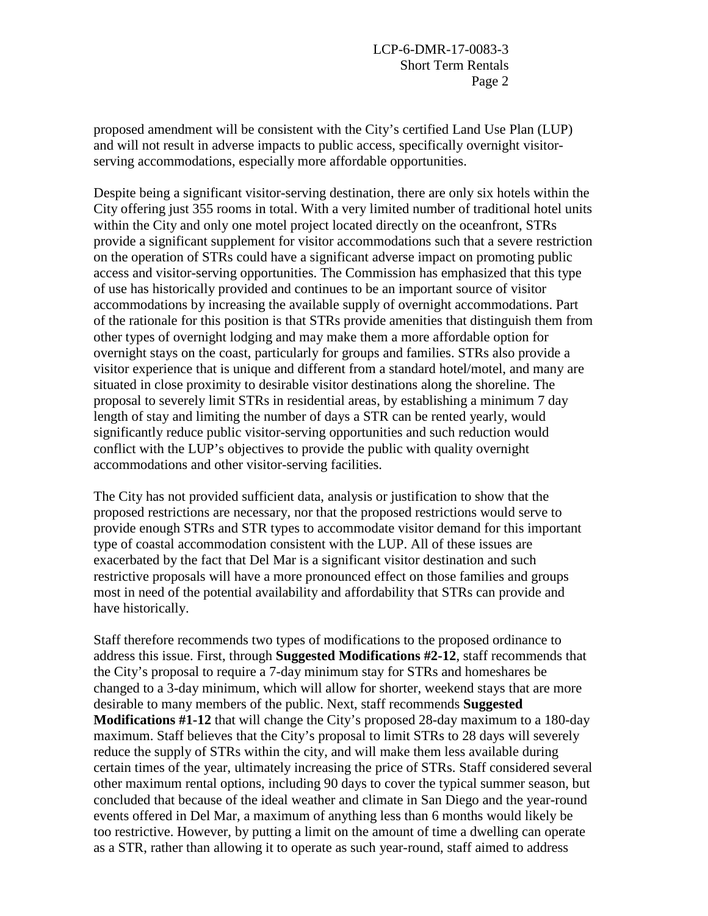proposed amendment will be consistent with the City's certified Land Use Plan (LUP) and will not result in adverse impacts to public access, specifically overnight visitor-serving accommodations, especially more affordable opportunities.

Despite being a significant visitor-serving destination, there are only six hotels within the City offering just 355 rooms in total. With a very limited number of traditional hotel units within the City and only one motel project located directly on the oceanfront, STRs provide a significant supplement for visitor accommodations such that a severe restriction on the operation of STRs could have a significant adverse impact on promoting public access and visitor-serving opportunities. The Commission has emphasized that this type of use has historically provided and continues to be an important source of visitor accommodations by increasing the available supply of overnight accommodations. Part of the rationale for this position is that STRs provide amenities that distinguish them from other types of overnight lodging and may make them a more affordable option for overnight stays on the coast, particularly for groups and families. STRs also provide a visitor experience that is unique and different from a standard hotel/motel, and many are situated in close proximity to desirable visitor destinations along the shoreline. The proposal to severely limit STRs in residential areas, by establishing a minimum 7 day length of stay and limiting the number of days a STR can be rented yearly, would significantly reduce public visitor-serving opportunities and such reduction would conflict with the LUP's objectives to provide the public with quality overnight accommodations and other visitor-serving facilities.

The City has not provided sufficient data, analysis or justification to show that the proposed restrictions are necessary, nor that the proposed restrictions would serve to provide enough STRs and STR types to accommodate visitor demand for this important type of coastal accommodation consistent with the LUP. All of these issues are exacerbated by the fact that Del Mar is a significant visitor destination and such restrictive proposals will have a more pronounced effect on those families and groups most in need of the potential availability and affordability that STRs can provide and have historically.

Staff therefore recommends two types of modifications to the proposed ordinance to address this issue. First, through **Suggested Modifications #2-12**, staff recommends that the City's proposal to require a 7-day minimum stay for STRs and homeshares be changed to a 3-day minimum, which will allow for shorter, weekend stays that are more desirable to many members of the public. Next, staff recommends **Suggested Modifications #1-12** that will change the City's proposed 28-day maximum to a 180-day maximum. Staff believes that the City's proposal to limit STRs to 28 days will severely reduce the supply of STRs within the city, and will make them less available during certain times of the year, ultimately increasing the price of STRs. Staff considered several other maximum rental options, including 90 days to cover the typical summer season, but concluded that because of the ideal weather and climate in San Diego and the year-round events offered in Del Mar, a maximum of anything less than 6 months would likely be too restrictive. However, by putting a limit on the amount of time a dwelling can operate as a STR, rather than allowing it to operate as such year-round, staff aimed to address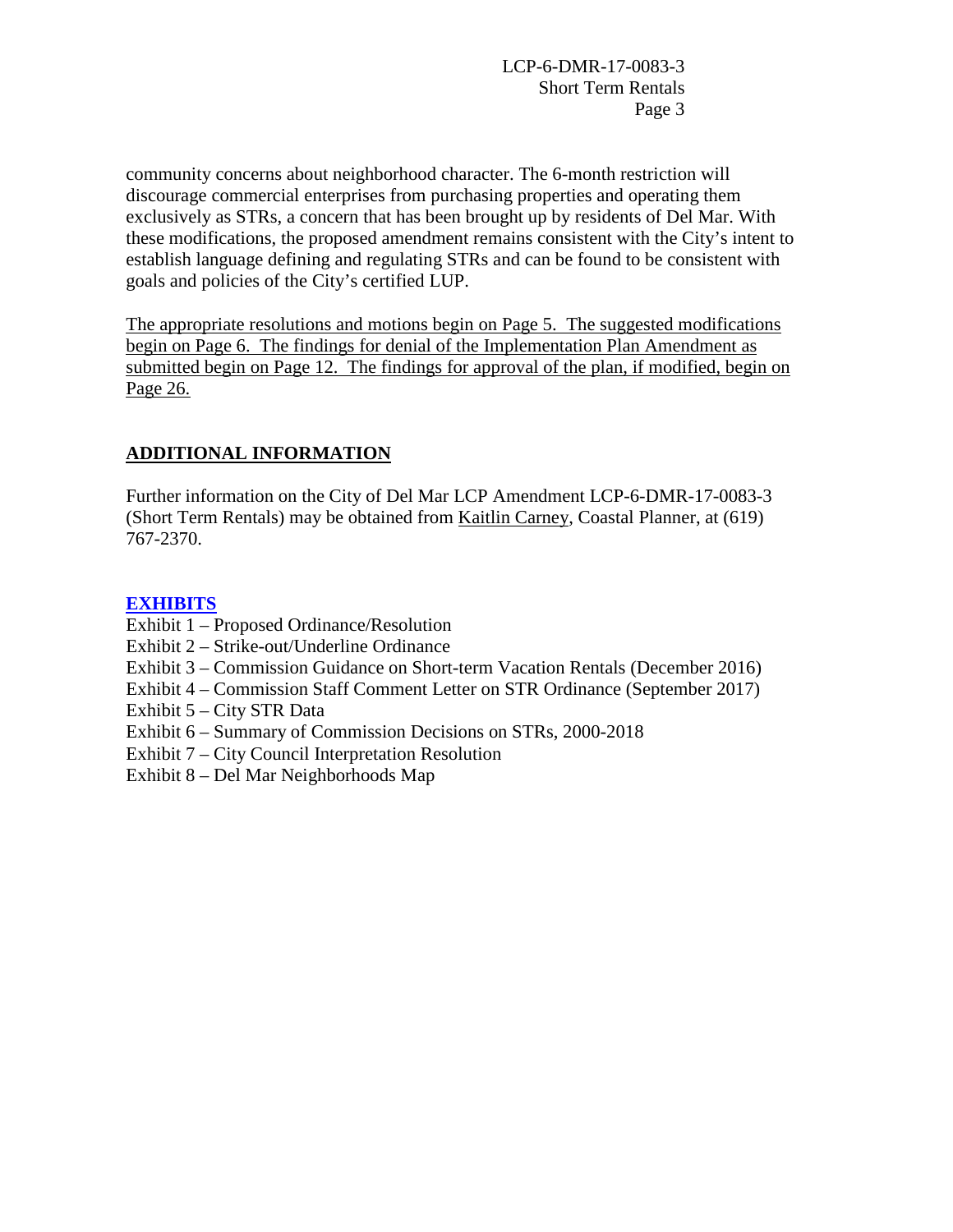community concerns about neighborhood character. The 6-month restriction will discourage commercial enterprises from purchasing properties and operating them exclusively as STRs, a concern that has been brought up by residents of Del Mar. With these modifications, the proposed amendment remains consistent with the City's intent to establish language defining and regulating STRs and can be found to be consistent with goals and policies of the City's certified LUP.

<u>The appropriate resolutions and motions begin on Page 5. The suggested modifications begin on Page 6. The findings for denial of the Implementation Plan Amendment as submitted begin on Page 12. The findings for approval of the plan, if modified, begin on Page 26.</u>

## ADDITIONAL INFORMATION

Further information on the City of Del Mar LCP Amendment LCP-6-DMR-17-0083-3 (Short Term Rentals) may be obtained from <u>Kaitlin Carney</u>, Coastal Planner, at (619) 767-2370.

## EXHIBITS

Exhibit 1 – Proposed Ordinance/Resolution
Exhibit 2 – Strike-out/Underline Ordinance
Exhibit 3 – Commission Guidance on Short-term Vacation Rentals (December 2016)
Exhibit 4 – Commission Staff Comment Letter on STR Ordinance (September 2017)
Exhibit 5 – City STR Data
Exhibit 6 – Summary of Commission Decisions on STRs, 2000-2018
Exhibit 7 – City Council Interpretation Resolution
Exhibit 8 – Del Mar Neighborhoods Map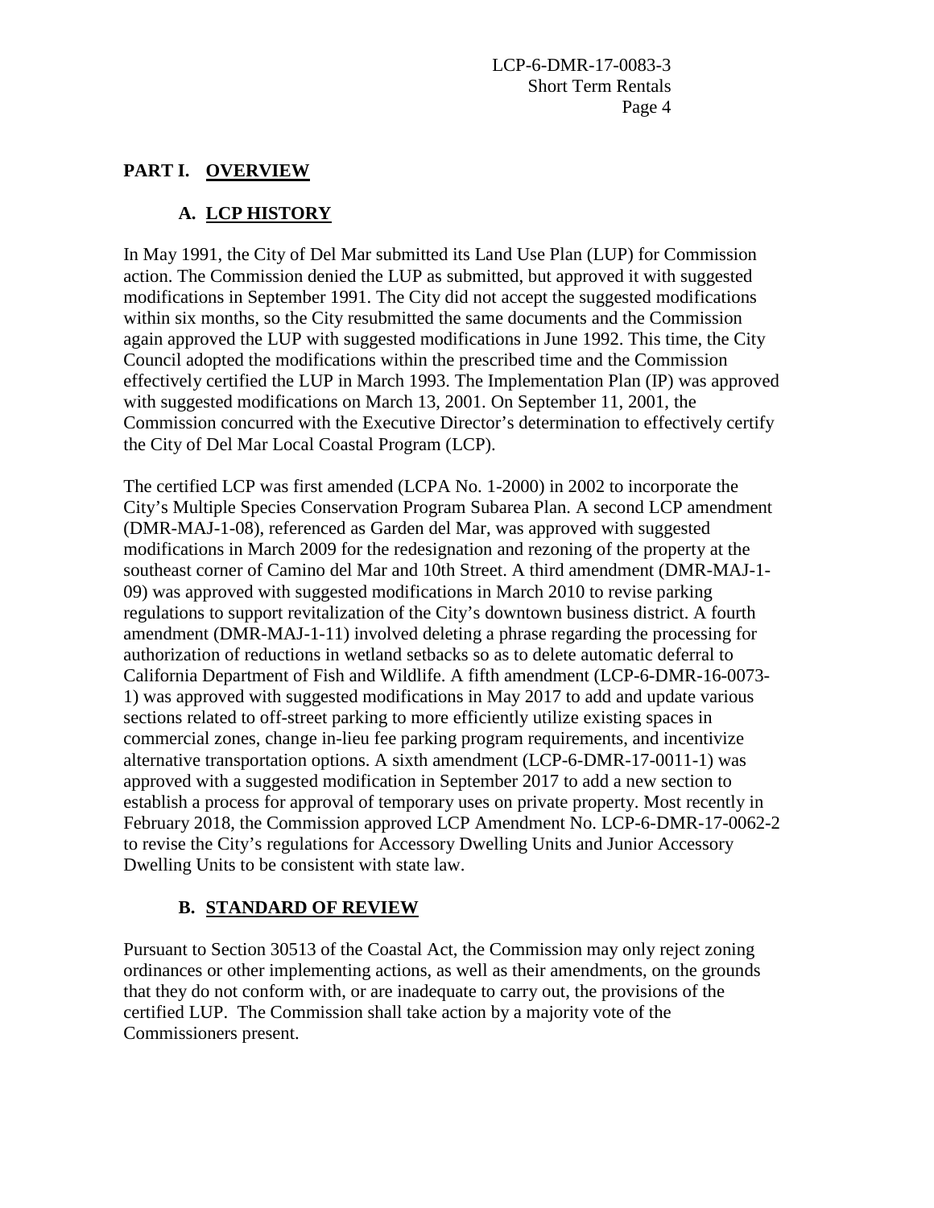## PART I. OVERVIEW

### A. LCP HISTORY

In May 1991, the City of Del Mar submitted its Land Use Plan (LUP) for Commission action. The Commission denied the LUP as submitted, but approved it with suggested modifications in September 1991. The City did not accept the suggested modifications within six months, so the City resubmitted the same documents and the Commission again approved the LUP with suggested modifications in June 1992. This time, the City Council adopted the modifications within the prescribed time and the Commission effectively certified the LUP in March 1993. The Implementation Plan (IP) was approved with suggested modifications on March 13, 2001. On September 11, 2001, the Commission concurred with the Executive Director's determination to effectively certify the City of Del Mar Local Coastal Program (LCP).

The certified LCP was first amended (LCPA No. 1-2000) in 2002 to incorporate the City's Multiple Species Conservation Program Subarea Plan. A second LCP amendment (DMR-MAJ-1-08), referenced as Garden del Mar, was approved with suggested modifications in March 2009 for the redesignation and rezoning of the property at the southeast corner of Camino del Mar and 10th Street. A third amendment (DMR-MAJ-1-09) was approved with suggested modifications in March 2010 to revise parking regulations to support revitalization of the City's downtown business district. A fourth amendment (DMR-MAJ-1-11) involved deleting a phrase regarding the processing for authorization of reductions in wetland setbacks so as to delete automatic deferral to California Department of Fish and Wildlife. A fifth amendment (LCP-6-DMR-16-0073-1) was approved with suggested modifications in May 2017 to add and update various sections related to off-street parking to more efficiently utilize existing spaces in commercial zones, change in-lieu fee parking program requirements, and incentivize alternative transportation options. A sixth amendment (LCP-6-DMR-17-0011-1) was approved with a suggested modification in September 2017 to add a new section to establish a process for approval of temporary uses on private property. Most recently in February 2018, the Commission approved LCP Amendment No. LCP-6-DMR-17-0062-2 to revise the City's regulations for Accessory Dwelling Units and Junior Accessory Dwelling Units to be consistent with state law.

### B. STANDARD OF REVIEW

Pursuant to Section 30513 of the Coastal Act, the Commission may only reject zoning ordinances or other implementing actions, as well as their amendments, on the grounds that they do not conform with, or are inadequate to carry out, the provisions of the certified LUP. The Commission shall take action by a majority vote of the Commissioners present.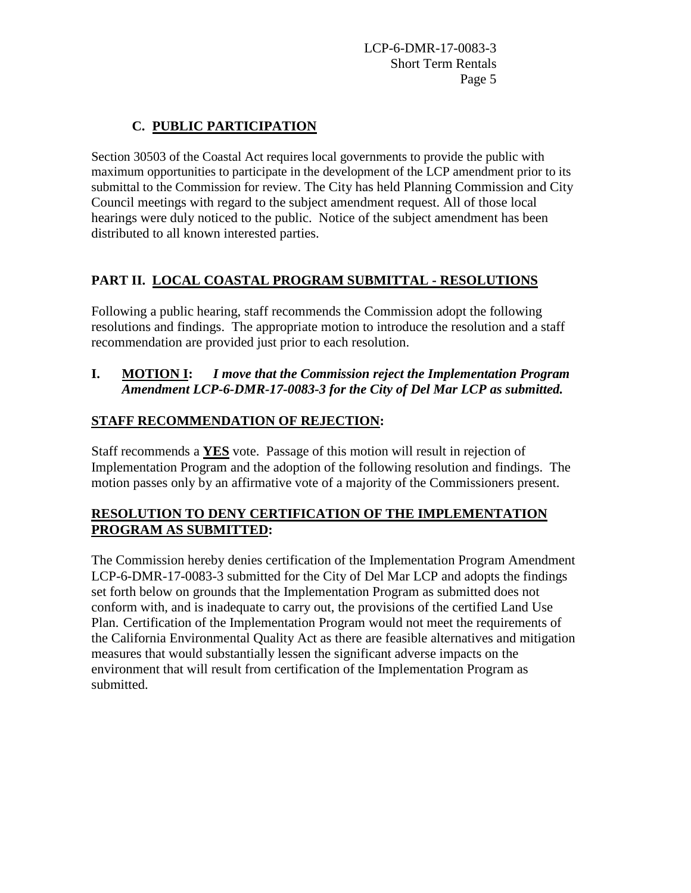### C. PUBLIC PARTICIPATION

Section 30503 of the Coastal Act requires local governments to provide the public with maximum opportunities to participate in the development of the LCP amendment prior to its submittal to the Commission for review. The City has held Planning Commission and City Council meetings with regard to the subject amendment request. All of those local hearings were duly noticed to the public. Notice of the subject amendment has been distributed to all known interested parties.

## PART II. LOCAL COASTAL PROGRAM SUBMITTAL - RESOLUTIONS

Following a public hearing, staff recommends the Commission adopt the following resolutions and findings. The appropriate motion to introduce the resolution and a staff recommendation are provided just prior to each resolution.

**I. MOTION I:** ***I move that the Commission reject the Implementation Program Amendment LCP-6-DMR-17-0083-3 for the City of Del Mar LCP as submitted.***

**STAFF RECOMMENDATION OF REJECTION:**

Staff recommends a **YES** vote. Passage of this motion will result in rejection of Implementation Program and the adoption of the following resolution and findings. The motion passes only by an affirmative vote of a majority of the Commissioners present.

**RESOLUTION TO DENY CERTIFICATION OF THE IMPLEMENTATION PROGRAM AS SUBMITTED:**

The Commission hereby denies certification of the Implementation Program Amendment LCP-6-DMR-17-0083-3 submitted for the City of Del Mar LCP and adopts the findings set forth below on grounds that the Implementation Program as submitted does not conform with, and is inadequate to carry out, the provisions of the certified Land Use Plan. Certification of the Implementation Program would not meet the requirements of the California Environmental Quality Act as there are feasible alternatives and mitigation measures that would substantially lessen the significant adverse impacts on the environment that will result from certification of the Implementation Program as submitted.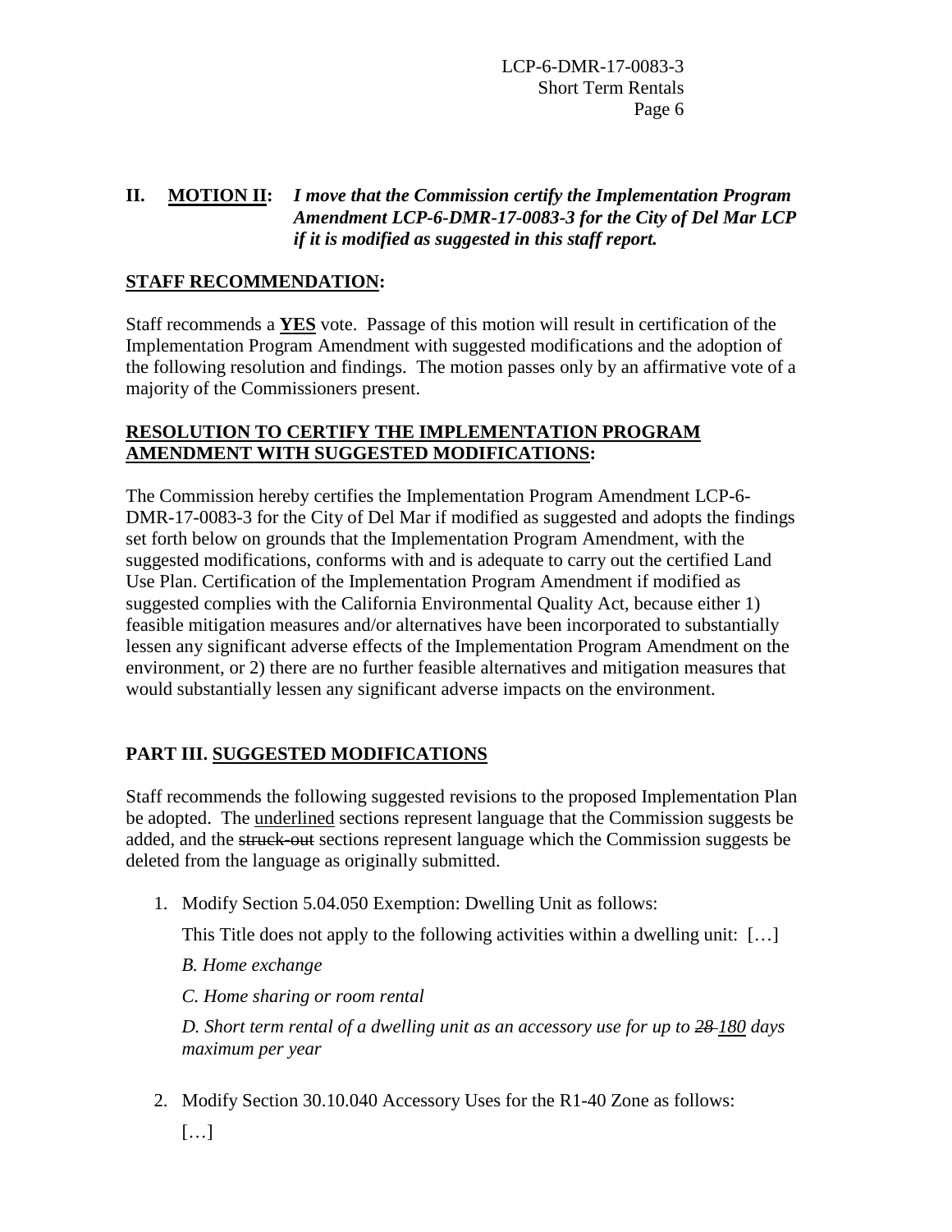## II. <u>MOTION II</u>: *I move that the Commission certify the Implementation Program Amendment LCP-6-DMR-17-0083-3 for the City of Del Mar LCP if it is modified as suggested in this staff report.*

**<u>STAFF RECOMMENDATION</u>:**

Staff recommends a **<u>YES</u>** vote. Passage of this motion will result in certification of the Implementation Program Amendment with suggested modifications and the adoption of the following resolution and findings. The motion passes only by an affirmative vote of a majority of the Commissioners present.

**<u>RESOLUTION TO CERTIFY THE IMPLEMENTATION PROGRAM AMENDMENT WITH SUGGESTED MODIFICATIONS</u>:**

The Commission hereby certifies the Implementation Program Amendment LCP-6-DMR-17-0083-3 for the City of Del Mar if modified as suggested and adopts the findings set forth below on grounds that the Implementation Program Amendment, with the suggested modifications, conforms with and is adequate to carry out the certified Land Use Plan. Certification of the Implementation Program Amendment if modified as suggested complies with the California Environmental Quality Act, because either 1) feasible mitigation measures and/or alternatives have been incorporated to substantially lessen any significant adverse effects of the Implementation Program Amendment on the environment, or 2) there are no further feasible alternatives and mitigation measures that would substantially lessen any significant adverse impacts on the environment.

## PART III. <u>SUGGESTED MODIFICATIONS</u>

Staff recommends the following suggested revisions to the proposed Implementation Plan be adopted. The <u>underlined</u> sections represent language that the Commission suggests be added, and the ~~struck-out~~ sections represent language which the Commission suggests be deleted from the language as originally submitted.

1. Modify Section 5.04.050 Exemption: Dwelling Unit as follows:

   This Title does not apply to the following activities within a dwelling unit: […]

   *B. Home exchange*

   *C. Home sharing or room rental*

   *D. Short term rental of a dwelling unit as an accessory use for up to ~~28~~ <u>180</u> days maximum per year*

2. Modify Section 30.10.040 Accessory Uses for the R1-40 Zone as follows:

   […]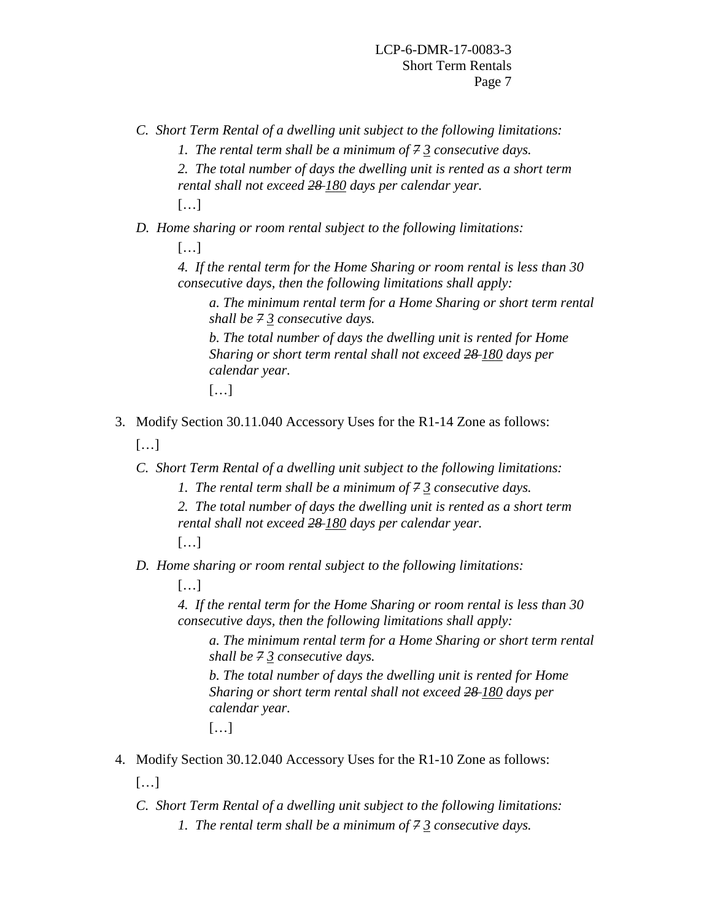*C. Short Term Rental of a dwelling unit subject to the following limitations:*

*1. The rental term shall be a minimum of ~~7~~ <u>3</u> consecutive days.*

*2. The total number of days the dwelling unit is rented as a short term rental shall not exceed ~~28~~ <u>180</u> days per calendar year.*

[…]

*D. Home sharing or room rental subject to the following limitations:*

[…]

*4. If the rental term for the Home Sharing or room rental is less than 30 consecutive days, then the following limitations shall apply:*

*a. The minimum rental term for a Home Sharing or short term rental shall be ~~7~~ <u>3</u> consecutive days.*

*b. The total number of days the dwelling unit is rented for Home Sharing or short term rental shall not exceed ~~28~~ <u>180</u> days per calendar year.*

[…]

3. Modify Section 30.11.040 Accessory Uses for the R1-14 Zone as follows:

[…]

*C. Short Term Rental of a dwelling unit subject to the following limitations:*

*1. The rental term shall be a minimum of ~~7~~ <u>3</u> consecutive days.*

*2. The total number of days the dwelling unit is rented as a short term rental shall not exceed ~~28~~ <u>180</u> days per calendar year.*

[…]

*D. Home sharing or room rental subject to the following limitations:*

[…]

*4. If the rental term for the Home Sharing or room rental is less than 30 consecutive days, then the following limitations shall apply:*

*a. The minimum rental term for a Home Sharing or short term rental shall be ~~7~~ <u>3</u> consecutive days.*

*b. The total number of days the dwelling unit is rented for Home Sharing or short term rental shall not exceed ~~28~~ <u>180</u> days per calendar year.*

[…]

4. Modify Section 30.12.040 Accessory Uses for the R1-10 Zone as follows:

[…]

*C. Short Term Rental of a dwelling unit subject to the following limitations:*

*1. The rental term shall be a minimum of ~~7~~ <u>3</u> consecutive days.*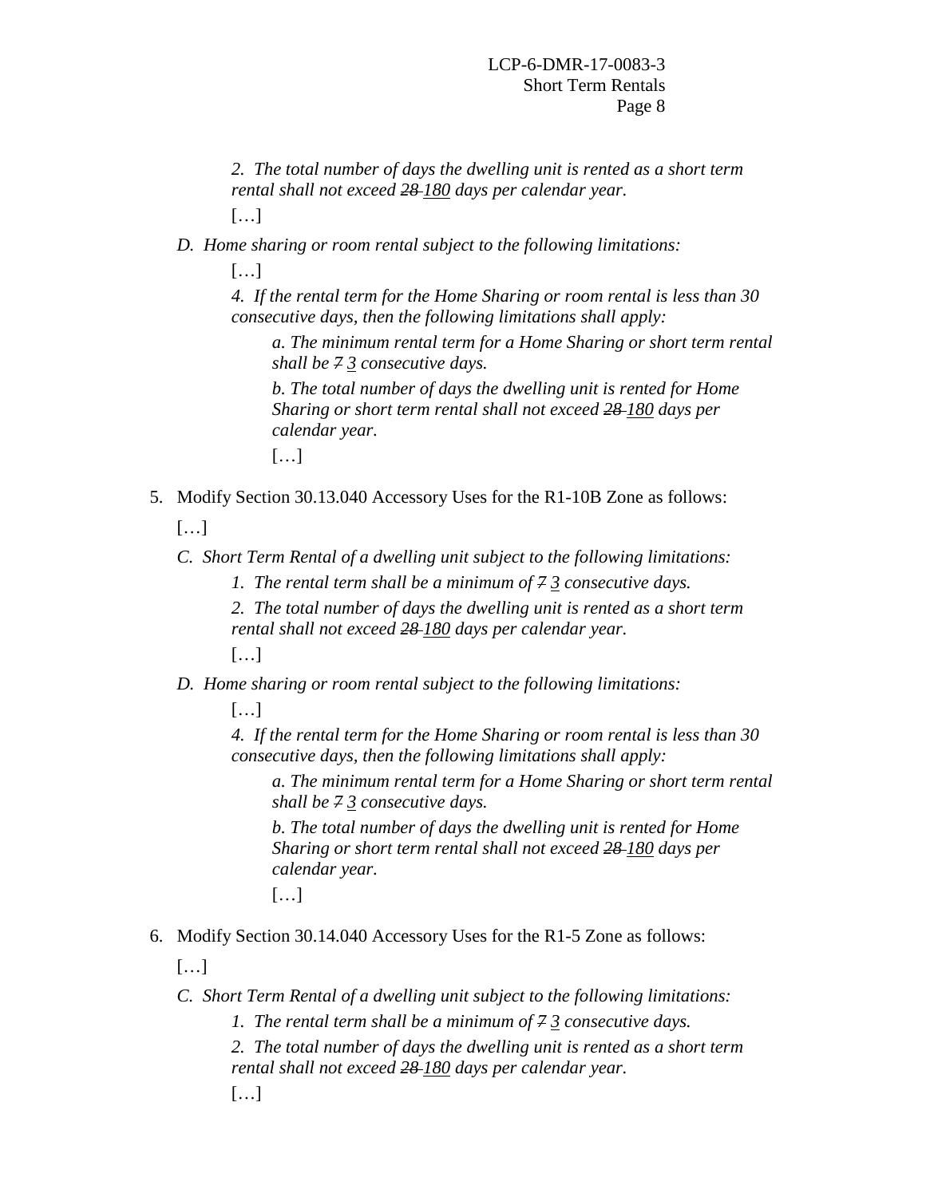*2. The total number of days the dwelling unit is rented as a short term rental shall not exceed ~~28~~ <u>180</u> days per calendar year.*

[…]

*D. Home sharing or room rental subject to the following limitations:*

[…]

*4. If the rental term for the Home Sharing or room rental is less than 30 consecutive days, then the following limitations shall apply:*

*a. The minimum rental term for a Home Sharing or short term rental shall be ~~7~~ <u>3</u> consecutive days.*

*b. The total number of days the dwelling unit is rented for Home Sharing or short term rental shall not exceed ~~28~~ <u>180</u> days per calendar year.*

[…]

5. Modify Section 30.13.040 Accessory Uses for the R1-10B Zone as follows:

[…]

*C. Short Term Rental of a dwelling unit subject to the following limitations:*

*1. The rental term shall be a minimum of ~~7~~ <u>3</u> consecutive days.*

*2. The total number of days the dwelling unit is rented as a short term rental shall not exceed ~~28~~ <u>180</u> days per calendar year.*

[…]

*D. Home sharing or room rental subject to the following limitations:*

[…]

*4. If the rental term for the Home Sharing or room rental is less than 30 consecutive days, then the following limitations shall apply:*

*a. The minimum rental term for a Home Sharing or short term rental shall be ~~7~~ <u>3</u> consecutive days.*

*b. The total number of days the dwelling unit is rented for Home Sharing or short term rental shall not exceed ~~28~~ <u>180</u> days per calendar year.*

[…]

6. Modify Section 30.14.040 Accessory Uses for the R1-5 Zone as follows:

[…]

*C. Short Term Rental of a dwelling unit subject to the following limitations:*

*1. The rental term shall be a minimum of ~~7~~ <u>3</u> consecutive days.*

*2. The total number of days the dwelling unit is rented as a short term rental shall not exceed ~~28~~ <u>180</u> days per calendar year.*

[…]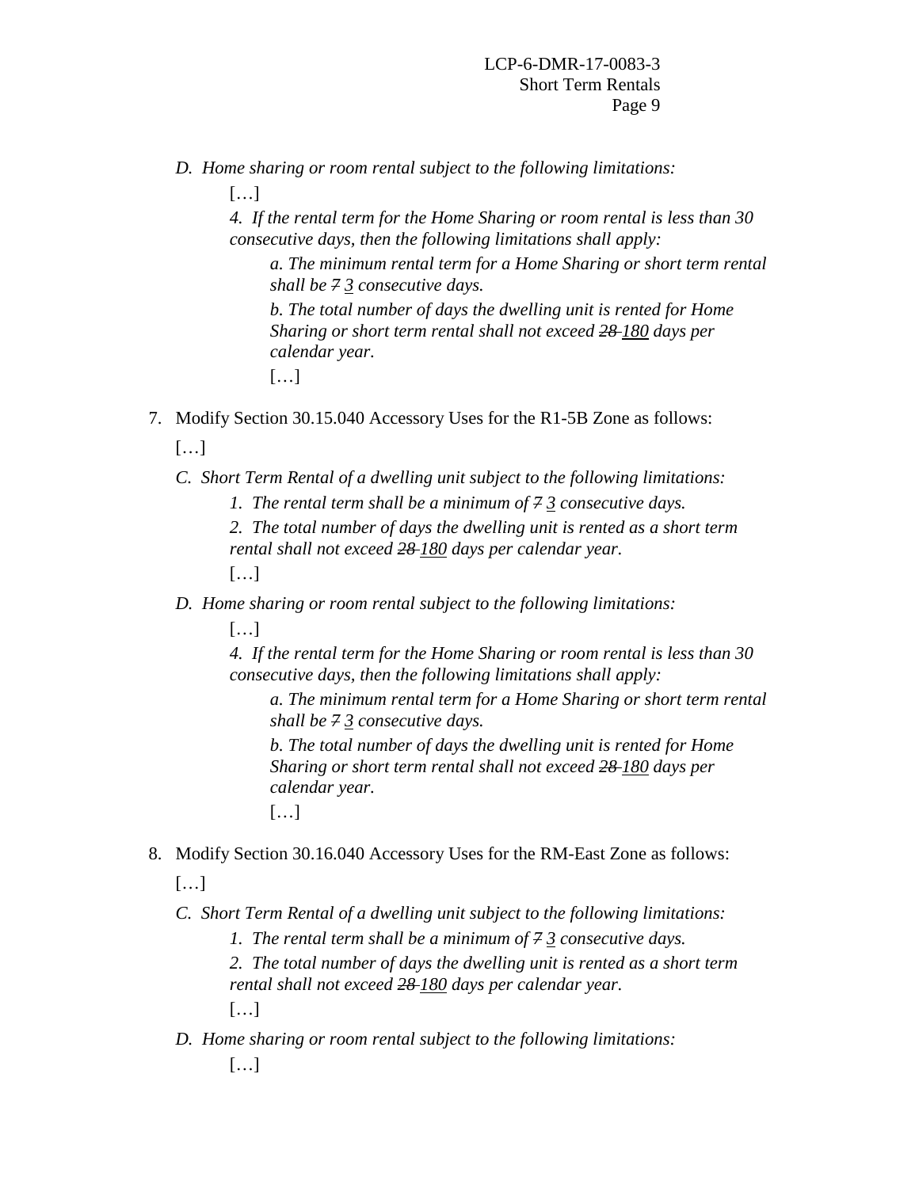*D. Home sharing or room rental subject to the following limitations:*

[…]

*4. If the rental term for the Home Sharing or room rental is less than 30 consecutive days, then the following limitations shall apply:*

*a. The minimum rental term for a Home Sharing or short term rental shall be ~~7~~ <u>3</u> consecutive days.*

*b. The total number of days the dwelling unit is rented for Home Sharing or short term rental shall not exceed ~~28~~ <u>180</u> days per calendar year.*

[…]

7. Modify Section 30.15.040 Accessory Uses for the R1-5B Zone as follows:

[…]

*C. Short Term Rental of a dwelling unit subject to the following limitations:*

*1. The rental term shall be a minimum of ~~7~~ <u>3</u> consecutive days.*

*2. The total number of days the dwelling unit is rented as a short term rental shall not exceed ~~28~~ <u>180</u> days per calendar year.*

[…]

*D. Home sharing or room rental subject to the following limitations:*

[…]

*4. If the rental term for the Home Sharing or room rental is less than 30 consecutive days, then the following limitations shall apply:*

*a. The minimum rental term for a Home Sharing or short term rental shall be ~~7~~ <u>3</u> consecutive days.*

*b. The total number of days the dwelling unit is rented for Home Sharing or short term rental shall not exceed ~~28~~ <u>180</u> days per calendar year.*

[…]

8. Modify Section 30.16.040 Accessory Uses for the RM-East Zone as follows:

[…]

*C. Short Term Rental of a dwelling unit subject to the following limitations:*

*1. The rental term shall be a minimum of ~~7~~ <u>3</u> consecutive days.*

*2. The total number of days the dwelling unit is rented as a short term rental shall not exceed ~~28~~ <u>180</u> days per calendar year.*

[…]

*D. Home sharing or room rental subject to the following limitations:*

[…]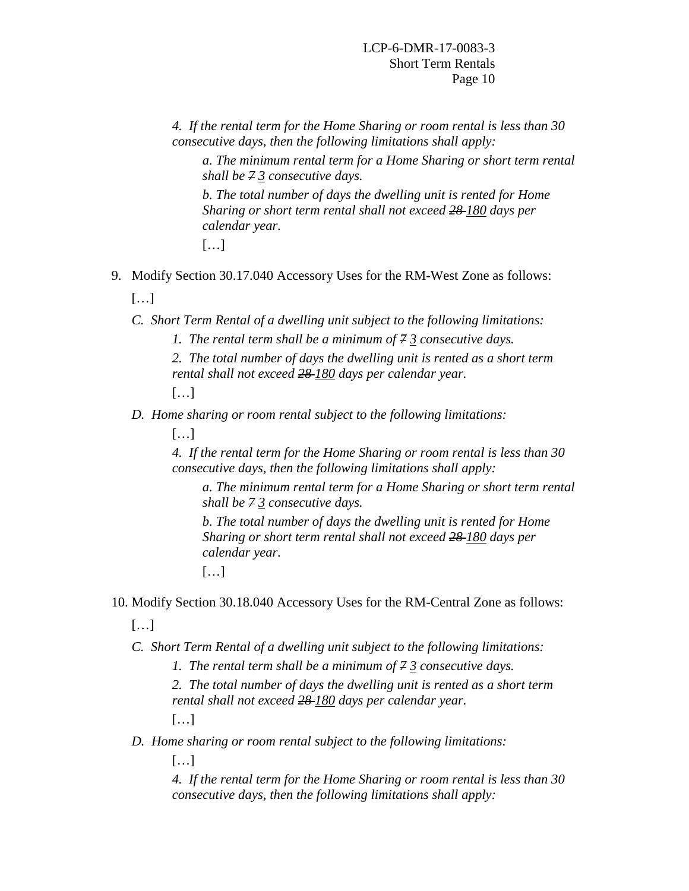*4. If the rental term for the Home Sharing or room rental is less than 30 consecutive days, then the following limitations shall apply:*

*a. The minimum rental term for a Home Sharing or short term rental shall be ~~7~~ <u>3</u> consecutive days.*

*b. The total number of days the dwelling unit is rented for Home Sharing or short term rental shall not exceed ~~28~~ <u>180</u> days per calendar year.*

[…]

9. Modify Section 30.17.040 Accessory Uses for the RM-West Zone as follows:

[…]

*C. Short Term Rental of a dwelling unit subject to the following limitations:*

*1. The rental term shall be a minimum of ~~7~~ <u>3</u> consecutive days.*

*2. The total number of days the dwelling unit is rented as a short term rental shall not exceed ~~28~~ <u>180</u> days per calendar year.*

[…]

*D. Home sharing or room rental subject to the following limitations:*

[…]

*4. If the rental term for the Home Sharing or room rental is less than 30 consecutive days, then the following limitations shall apply:*

*a. The minimum rental term for a Home Sharing or short term rental shall be ~~7~~ <u>3</u> consecutive days.*

*b. The total number of days the dwelling unit is rented for Home Sharing or short term rental shall not exceed ~~28~~ <u>180</u> days per calendar year.*

[…]

10. Modify Section 30.18.040 Accessory Uses for the RM-Central Zone as follows:

[…]

*C. Short Term Rental of a dwelling unit subject to the following limitations:*

*1. The rental term shall be a minimum of ~~7~~ <u>3</u> consecutive days.*

*2. The total number of days the dwelling unit is rented as a short term rental shall not exceed ~~28~~ <u>180</u> days per calendar year.*

[…]

*D. Home sharing or room rental subject to the following limitations:*

[…]

*4. If the rental term for the Home Sharing or room rental is less than 30 consecutive days, then the following limitations shall apply:*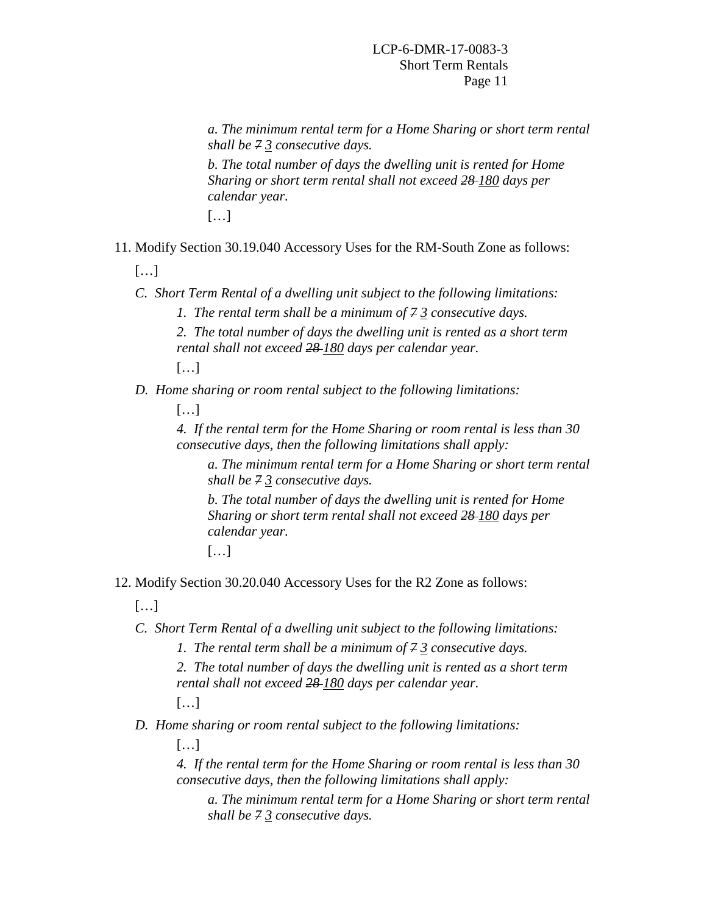*a. The minimum rental term for a Home Sharing or short term rental shall be ~~7~~ <u>3</u> consecutive days.*

*b. The total number of days the dwelling unit is rented for Home Sharing or short term rental shall not exceed ~~28~~ <u>180</u> days per calendar year.*

[…]

11. Modify Section 30.19.040 Accessory Uses for the RM-South Zone as follows:

[…]

*C. Short Term Rental of a dwelling unit subject to the following limitations:*

*1. The rental term shall be a minimum of ~~7~~ <u>3</u> consecutive days.*

*2. The total number of days the dwelling unit is rented as a short term rental shall not exceed ~~28~~ <u>180</u> days per calendar year.*

[…]

*D. Home sharing or room rental subject to the following limitations:*

[…]

*4. If the rental term for the Home Sharing or room rental is less than 30 consecutive days, then the following limitations shall apply:*

*a. The minimum rental term for a Home Sharing or short term rental shall be ~~7~~ <u>3</u> consecutive days.*

*b. The total number of days the dwelling unit is rented for Home Sharing or short term rental shall not exceed ~~28~~ <u>180</u> days per calendar year.*

[…]

12. Modify Section 30.20.040 Accessory Uses for the R2 Zone as follows:

[…]

*C. Short Term Rental of a dwelling unit subject to the following limitations:*

*1. The rental term shall be a minimum of ~~7~~ <u>3</u> consecutive days.*

*2. The total number of days the dwelling unit is rented as a short term rental shall not exceed ~~28~~ <u>180</u> days per calendar year.*

[…]

*D. Home sharing or room rental subject to the following limitations:*

[…]

*4. If the rental term for the Home Sharing or room rental is less than 30 consecutive days, then the following limitations shall apply:*

*a. The minimum rental term for a Home Sharing or short term rental shall be ~~7~~ <u>3</u> consecutive days.*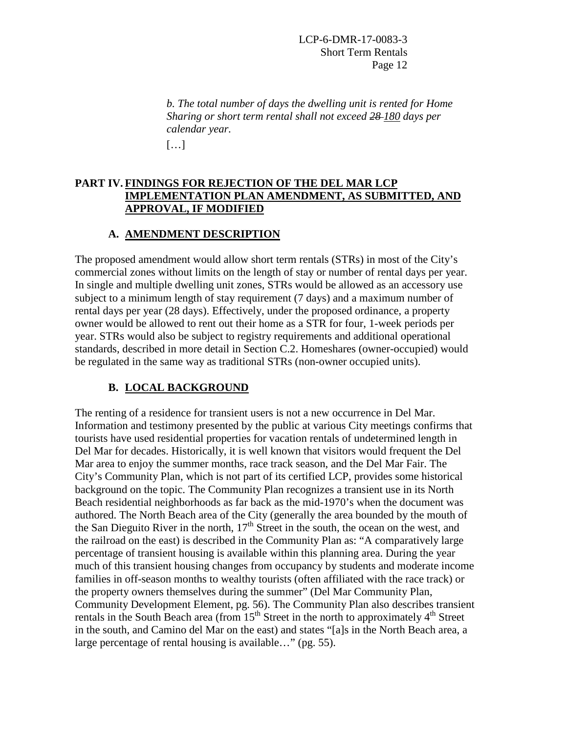*b. The total number of days the dwelling unit is rented for Home Sharing or short term rental shall not exceed ~~28~~ <u>180</u> days per calendar year.*

[…]

## PART IV. <u>FINDINGS FOR REJECTION OF THE DEL MAR LCP IMPLEMENTATION PLAN AMENDMENT, AS SUBMITTED, AND APPROVAL, IF MODIFIED</u>

### A. <u>AMENDMENT DESCRIPTION</u>

The proposed amendment would allow short term rentals (STRs) in most of the City's commercial zones without limits on the length of stay or number of rental days per year. In single and multiple dwelling unit zones, STRs would be allowed as an accessory use subject to a minimum length of stay requirement (7 days) and a maximum number of rental days per year (28 days). Effectively, under the proposed ordinance, a property owner would be allowed to rent out their home as a STR for four, 1-week periods per year. STRs would also be subject to registry requirements and additional operational standards, described in more detail in Section C.2. Homeshares (owner-occupied) would be regulated in the same way as traditional STRs (non-owner occupied units).

### B. <u>LOCAL BACKGROUND</u>

The renting of a residence for transient users is not a new occurrence in Del Mar. Information and testimony presented by the public at various City meetings confirms that tourists have used residential properties for vacation rentals of undetermined length in Del Mar for decades. Historically, it is well known that visitors would frequent the Del Mar area to enjoy the summer months, race track season, and the Del Mar Fair. The City's Community Plan, which is not part of its certified LCP, provides some historical background on the topic. The Community Plan recognizes a transient use in its North Beach residential neighborhoods as far back as the mid-1970's when the document was authored. The North Beach area of the City (generally the area bounded by the mouth of the San Dieguito River in the north, 17th Street in the south, the ocean on the west, and the railroad on the east) is described in the Community Plan as: "A comparatively large percentage of transient housing is available within this planning area. During the year much of this transient housing changes from occupancy by students and moderate income families in off-season months to wealthy tourists (often affiliated with the race track) or the property owners themselves during the summer" (Del Mar Community Plan, Community Development Element, pg. 56). The Community Plan also describes transient rentals in the South Beach area (from 15th Street in the north to approximately 4th Street in the south, and Camino del Mar on the east) and states "[a]s in the North Beach area, a large percentage of rental housing is available…" (pg. 55).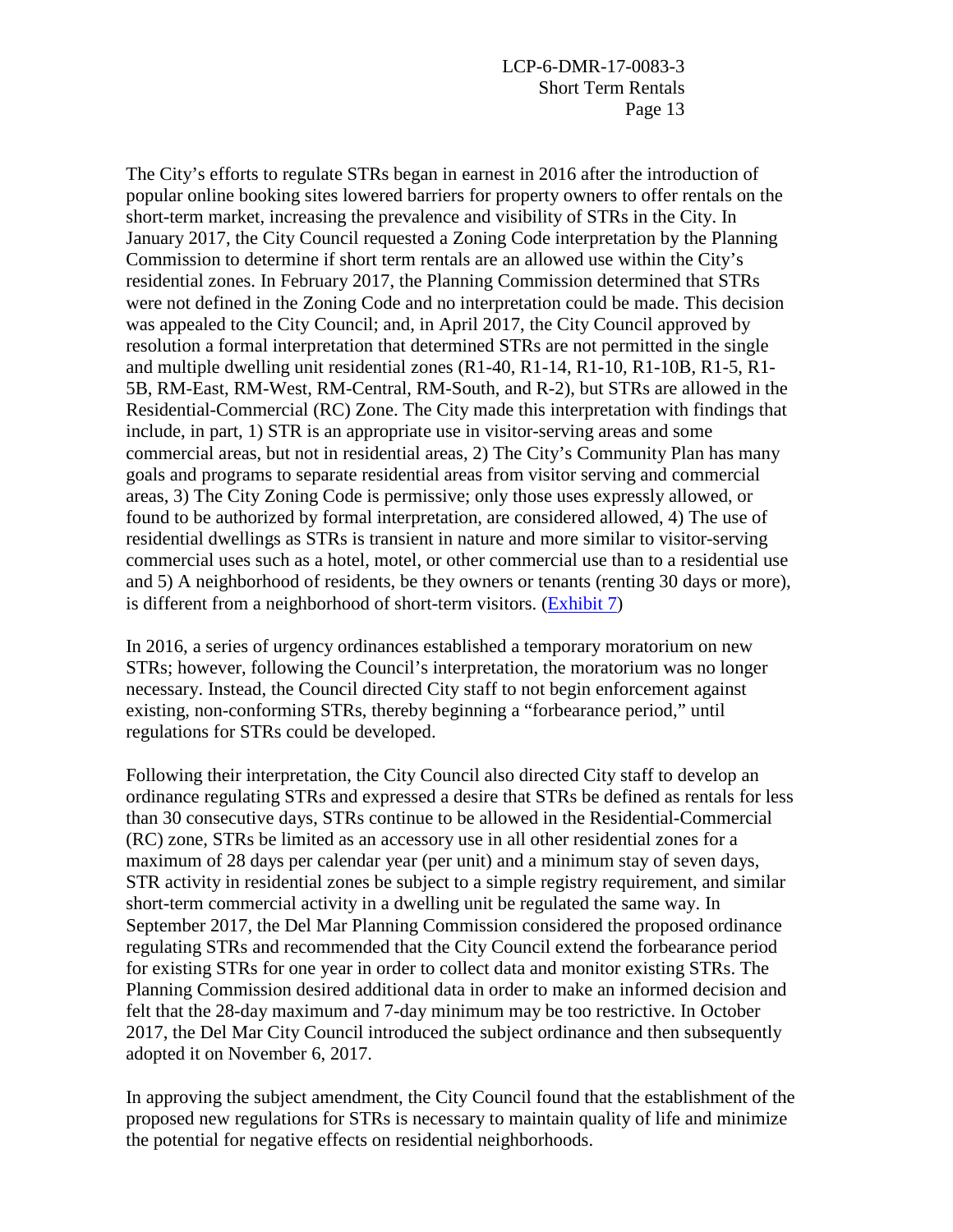The City's efforts to regulate STRs began in earnest in 2016 after the introduction of popular online booking sites lowered barriers for property owners to offer rentals on the short-term market, increasing the prevalence and visibility of STRs in the City. In January 2017, the City Council requested a Zoning Code interpretation by the Planning Commission to determine if short term rentals are an allowed use within the City's residential zones. In February 2017, the Planning Commission determined that STRs were not defined in the Zoning Code and no interpretation could be made. This decision was appealed to the City Council; and, in April 2017, the City Council approved by resolution a formal interpretation that determined STRs are not permitted in the single and multiple dwelling unit residential zones (R1-40, R1-14, R1-10, R1-10B, R1-5, R1-5B, RM-East, RM-West, RM-Central, RM-South, and R-2), but STRs are allowed in the Residential-Commercial (RC) Zone. The City made this interpretation with findings that include, in part, 1) STR is an appropriate use in visitor-serving areas and some commercial areas, but not in residential areas, 2) The City's Community Plan has many goals and programs to separate residential areas from visitor serving and commercial areas, 3) The City Zoning Code is permissive; only those uses expressly allowed, or found to be authorized by formal interpretation, are considered allowed, 4) The use of residential dwellings as STRs is transient in nature and more similar to visitor-serving commercial uses such as a hotel, motel, or other commercial use than to a residential use and 5) A neighborhood of residents, be they owners or tenants (renting 30 days or more), is different from a neighborhood of short-term visitors. (Exhibit 7)

In 2016, a series of urgency ordinances established a temporary moratorium on new STRs; however, following the Council's interpretation, the moratorium was no longer necessary. Instead, the Council directed City staff to not begin enforcement against existing, non-conforming STRs, thereby beginning a "forbearance period," until regulations for STRs could be developed.

Following their interpretation, the City Council also directed City staff to develop an ordinance regulating STRs and expressed a desire that STRs be defined as rentals for less than 30 consecutive days, STRs continue to be allowed in the Residential-Commercial (RC) zone, STRs be limited as an accessory use in all other residential zones for a maximum of 28 days per calendar year (per unit) and a minimum stay of seven days, STR activity in residential zones be subject to a simple registry requirement, and similar short-term commercial activity in a dwelling unit be regulated the same way. In September 2017, the Del Mar Planning Commission considered the proposed ordinance regulating STRs and recommended that the City Council extend the forbearance period for existing STRs for one year in order to collect data and monitor existing STRs. The Planning Commission desired additional data in order to make an informed decision and felt that the 28-day maximum and 7-day minimum may be too restrictive. In October 2017, the Del Mar City Council introduced the subject ordinance and then subsequently adopted it on November 6, 2017.

In approving the subject amendment, the City Council found that the establishment of the proposed new regulations for STRs is necessary to maintain quality of life and minimize the potential for negative effects on residential neighborhoods.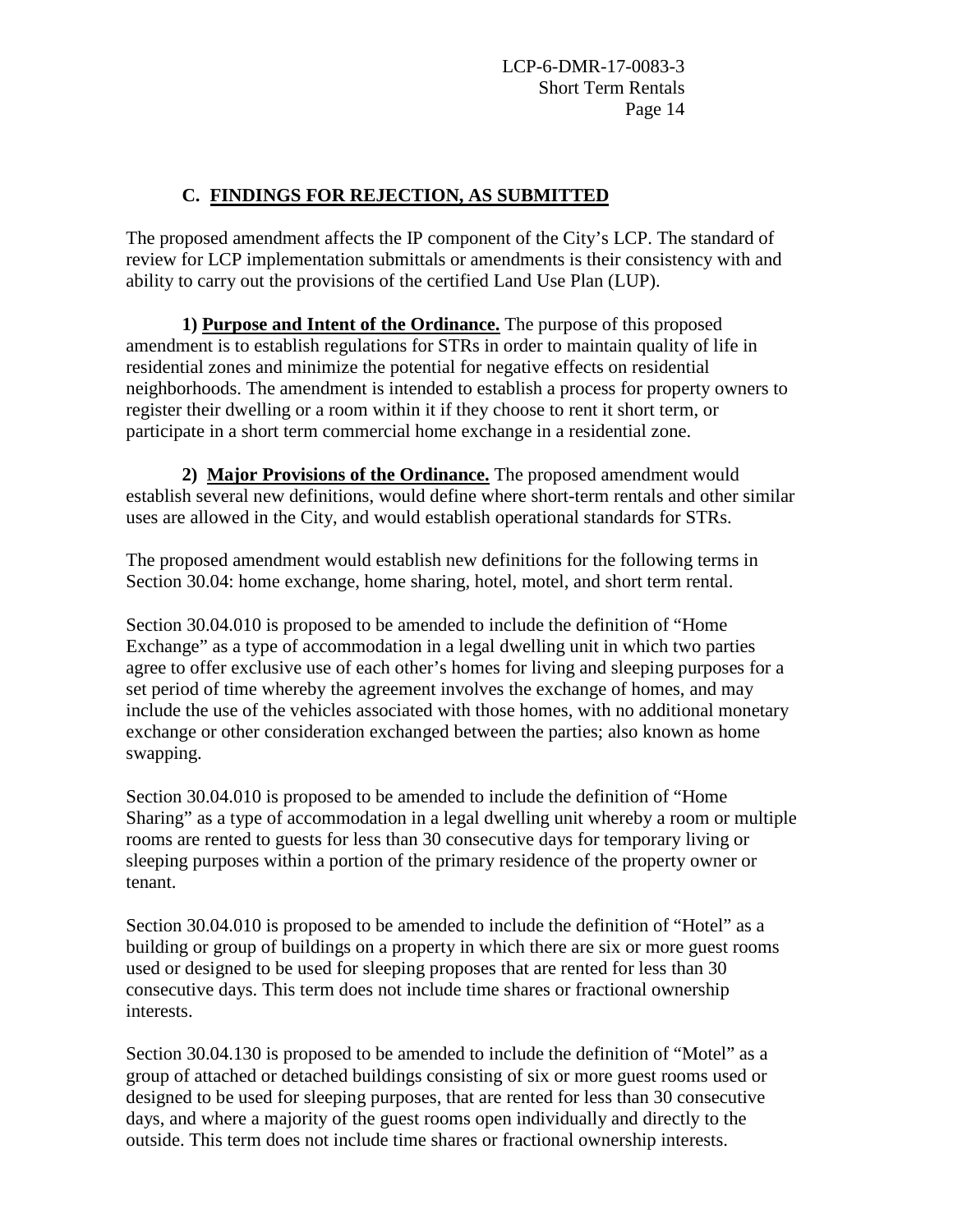### C. FINDINGS FOR REJECTION, AS SUBMITTED

The proposed amendment affects the IP component of the City's LCP. The standard of review for LCP implementation submittals or amendments is their consistency with and ability to carry out the provisions of the certified Land Use Plan (LUP).

**1) Purpose and Intent of the Ordinance.** The purpose of this proposed amendment is to establish regulations for STRs in order to maintain quality of life in residential zones and minimize the potential for negative effects on residential neighborhoods. The amendment is intended to establish a process for property owners to register their dwelling or a room within it if they choose to rent it short term, or participate in a short term commercial home exchange in a residential zone.

**2) Major Provisions of the Ordinance.** The proposed amendment would establish several new definitions, would define where short-term rentals and other similar uses are allowed in the City, and would establish operational standards for STRs.

The proposed amendment would establish new definitions for the following terms in Section 30.04: home exchange, home sharing, hotel, motel, and short term rental.

Section 30.04.010 is proposed to be amended to include the definition of "Home Exchange" as a type of accommodation in a legal dwelling unit in which two parties agree to offer exclusive use of each other's homes for living and sleeping purposes for a set period of time whereby the agreement involves the exchange of homes, and may include the use of the vehicles associated with those homes, with no additional monetary exchange or other consideration exchanged between the parties; also known as home swapping.

Section 30.04.010 is proposed to be amended to include the definition of "Home Sharing" as a type of accommodation in a legal dwelling unit whereby a room or multiple rooms are rented to guests for less than 30 consecutive days for temporary living or sleeping purposes within a portion of the primary residence of the property owner or tenant.

Section 30.04.010 is proposed to be amended to include the definition of "Hotel" as a building or group of buildings on a property in which there are six or more guest rooms used or designed to be used for sleeping proposes that are rented for less than 30 consecutive days. This term does not include time shares or fractional ownership interests.

Section 30.04.130 is proposed to be amended to include the definition of "Motel" as a group of attached or detached buildings consisting of six or more guest rooms used or designed to be used for sleeping purposes, that are rented for less than 30 consecutive days, and where a majority of the guest rooms open individually and directly to the outside. This term does not include time shares or fractional ownership interests.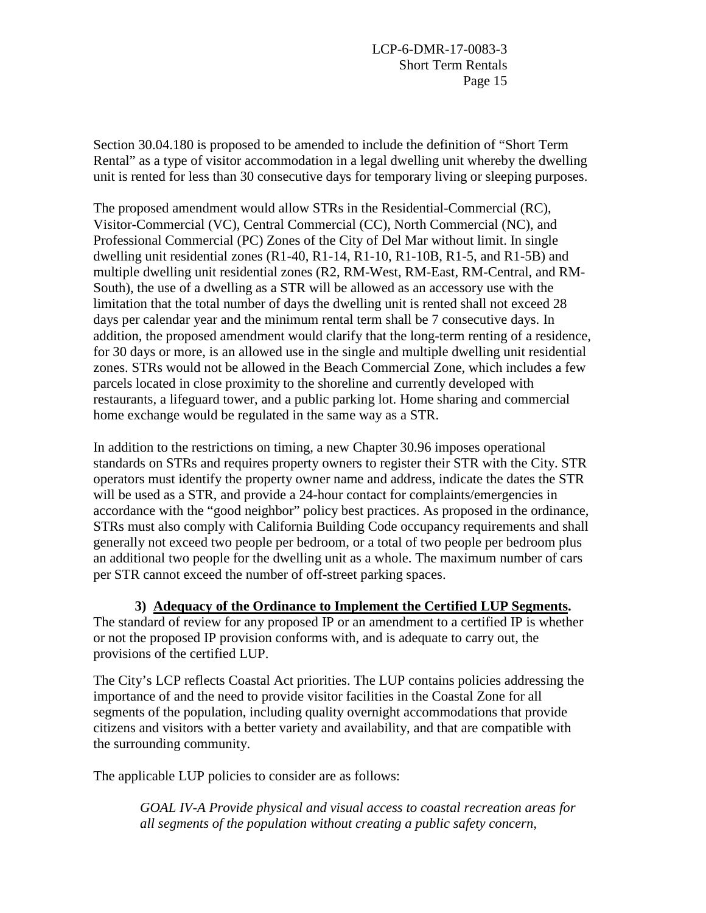Section 30.04.180 is proposed to be amended to include the definition of "Short Term Rental" as a type of visitor accommodation in a legal dwelling unit whereby the dwelling unit is rented for less than 30 consecutive days for temporary living or sleeping purposes.

The proposed amendment would allow STRs in the Residential-Commercial (RC), Visitor-Commercial (VC), Central Commercial (CC), North Commercial (NC), and Professional Commercial (PC) Zones of the City of Del Mar without limit. In single dwelling unit residential zones (R1-40, R1-14, R1-10, R1-10B, R1-5, and R1-5B) and multiple dwelling unit residential zones (R2, RM-West, RM-East, RM-Central, and RM-South), the use of a dwelling as a STR will be allowed as an accessory use with the limitation that the total number of days the dwelling unit is rented shall not exceed 28 days per calendar year and the minimum rental term shall be 7 consecutive days. In addition, the proposed amendment would clarify that the long-term renting of a residence, for 30 days or more, is an allowed use in the single and multiple dwelling unit residential zones. STRs would not be allowed in the Beach Commercial Zone, which includes a few parcels located in close proximity to the shoreline and currently developed with restaurants, a lifeguard tower, and a public parking lot. Home sharing and commercial home exchange would be regulated in the same way as a STR.

In addition to the restrictions on timing, a new Chapter 30.96 imposes operational standards on STRs and requires property owners to register their STR with the City. STR operators must identify the property owner name and address, indicate the dates the STR will be used as a STR, and provide a 24-hour contact for complaints/emergencies in accordance with the "good neighbor" policy best practices. As proposed in the ordinance, STRs must also comply with California Building Code occupancy requirements and shall generally not exceed two people per bedroom, or a total of two people per bedroom plus an additional two people for the dwelling unit as a whole. The maximum number of cars per STR cannot exceed the number of off-street parking spaces.

**3) <u>Adequacy of the Ordinance to Implement the Certified LUP Segments</u>.** The standard of review for any proposed IP or an amendment to a certified IP is whether or not the proposed IP provision conforms with, and is adequate to carry out, the provisions of the certified LUP.

The City's LCP reflects Coastal Act priorities. The LUP contains policies addressing the importance of and the need to provide visitor facilities in the Coastal Zone for all segments of the population, including quality overnight accommodations that provide citizens and visitors with a better variety and availability, and that are compatible with the surrounding community.

The applicable LUP policies to consider are as follows:

> *GOAL IV-A Provide physical and visual access to coastal recreation areas for all segments of the population without creating a public safety concern,*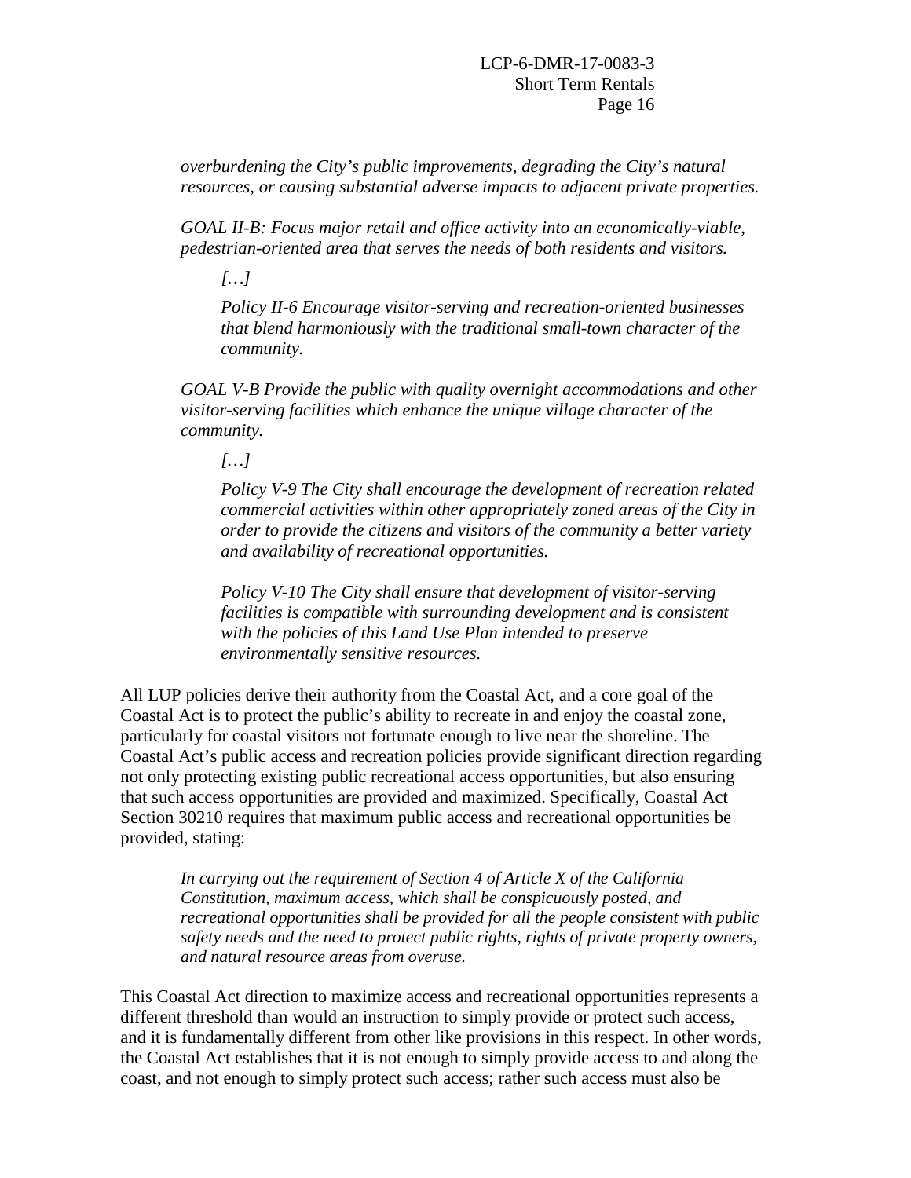*overburdening the City's public improvements, degrading the City's natural resources, or causing substantial adverse impacts to adjacent private properties.*

*GOAL II-B: Focus major retail and office activity into an economically-viable, pedestrian-oriented area that serves the needs of both residents and visitors.*

*[…]*

*Policy II-6 Encourage visitor-serving and recreation-oriented businesses that blend harmoniously with the traditional small-town character of the community.*

*GOAL V-B Provide the public with quality overnight accommodations and other visitor-serving facilities which enhance the unique village character of the community.*

*[…]*

*Policy V-9 The City shall encourage the development of recreation related commercial activities within other appropriately zoned areas of the City in order to provide the citizens and visitors of the community a better variety and availability of recreational opportunities.*

*Policy V-10 The City shall ensure that development of visitor-serving facilities is compatible with surrounding development and is consistent with the policies of this Land Use Plan intended to preserve environmentally sensitive resources.*

All LUP policies derive their authority from the Coastal Act, and a core goal of the Coastal Act is to protect the public's ability to recreate in and enjoy the coastal zone, particularly for coastal visitors not fortunate enough to live near the shoreline. The Coastal Act's public access and recreation policies provide significant direction regarding not only protecting existing public recreational access opportunities, but also ensuring that such access opportunities are provided and maximized. Specifically, Coastal Act Section 30210 requires that maximum public access and recreational opportunities be provided, stating:

> *In carrying out the requirement of Section 4 of Article X of the California Constitution, maximum access, which shall be conspicuously posted, and recreational opportunities shall be provided for all the people consistent with public safety needs and the need to protect public rights, rights of private property owners, and natural resource areas from overuse.*

This Coastal Act direction to maximize access and recreational opportunities represents a different threshold than would an instruction to simply provide or protect such access, and it is fundamentally different from other like provisions in this respect. In other words, the Coastal Act establishes that it is not enough to simply provide access to and along the coast, and not enough to simply protect such access; rather such access must also be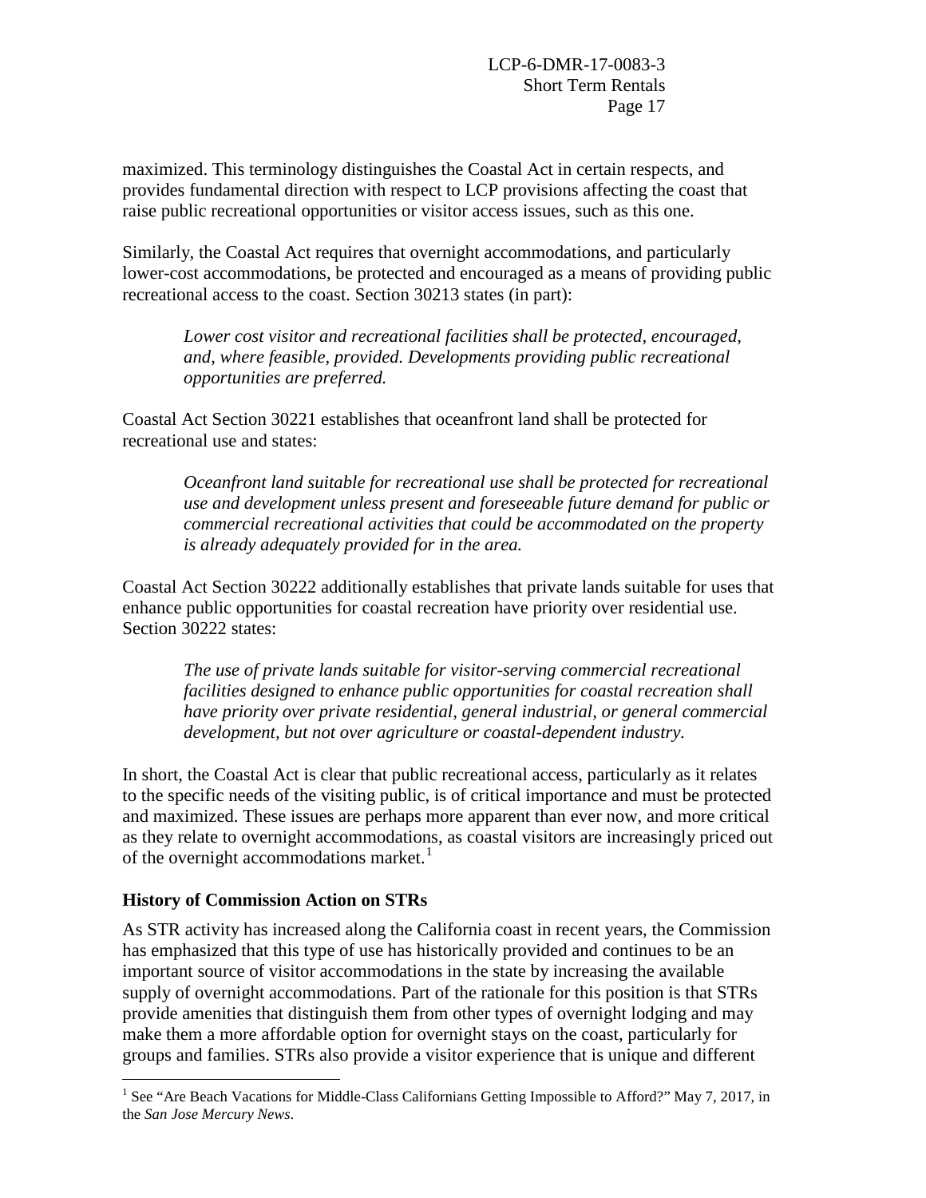maximized. This terminology distinguishes the Coastal Act in certain respects, and provides fundamental direction with respect to LCP provisions affecting the coast that raise public recreational opportunities or visitor access issues, such as this one.

Similarly, the Coastal Act requires that overnight accommodations, and particularly lower-cost accommodations, be protected and encouraged as a means of providing public recreational access to the coast. Section 30213 states (in part):

> *Lower cost visitor and recreational facilities shall be protected, encouraged, and, where feasible, provided. Developments providing public recreational opportunities are preferred.*

Coastal Act Section 30221 establishes that oceanfront land shall be protected for recreational use and states:

> *Oceanfront land suitable for recreational use shall be protected for recreational use and development unless present and foreseeable future demand for public or commercial recreational activities that could be accommodated on the property is already adequately provided for in the area.*

Coastal Act Section 30222 additionally establishes that private lands suitable for uses that enhance public opportunities for coastal recreation have priority over residential use. Section 30222 states:

> *The use of private lands suitable for visitor-serving commercial recreational facilities designed to enhance public opportunities for coastal recreation shall have priority over private residential, general industrial, or general commercial development, but not over agriculture or coastal-dependent industry.*

In short, the Coastal Act is clear that public recreational access, particularly as it relates to the specific needs of the visiting public, is of critical importance and must be protected and maximized. These issues are perhaps more apparent than ever now, and more critical as they relate to overnight accommodations, as coastal visitors are increasingly priced out of the overnight accommodations market.[1]

**History of Commission Action on STRs**

As STR activity has increased along the California coast in recent years, the Commission has emphasized that this type of use has historically provided and continues to be an important source of visitor accommodations in the state by increasing the available supply of overnight accommodations. Part of the rationale for this position is that STRs provide amenities that distinguish them from other types of overnight lodging and may make them a more affordable option for overnight stays on the coast, particularly for groups and families. STRs also provide a visitor experience that is unique and different

---

[1] See "Are Beach Vacations for Middle-Class Californians Getting Impossible to Afford?" May 7, 2017, in the *San Jose Mercury News*.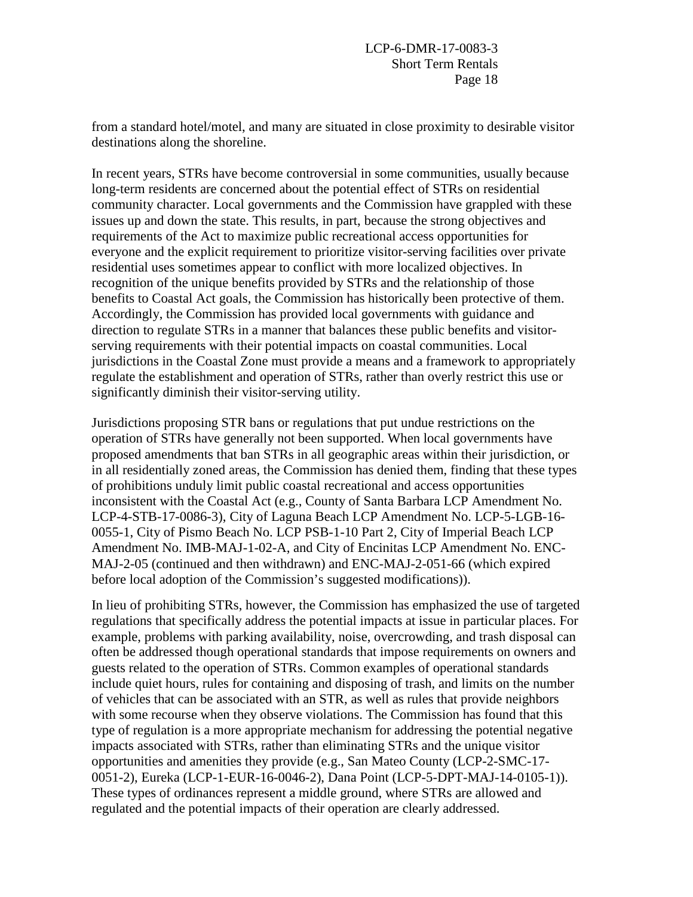from a standard hotel/motel, and many are situated in close proximity to desirable visitor destinations along the shoreline.

In recent years, STRs have become controversial in some communities, usually because long-term residents are concerned about the potential effect of STRs on residential community character. Local governments and the Commission have grappled with these issues up and down the state. This results, in part, because the strong objectives and requirements of the Act to maximize public recreational access opportunities for everyone and the explicit requirement to prioritize visitor-serving facilities over private residential uses sometimes appear to conflict with more localized objectives. In recognition of the unique benefits provided by STRs and the relationship of those benefits to Coastal Act goals, the Commission has historically been protective of them. Accordingly, the Commission has provided local governments with guidance and direction to regulate STRs in a manner that balances these public benefits and visitor-serving requirements with their potential impacts on coastal communities. Local jurisdictions in the Coastal Zone must provide a means and a framework to appropriately regulate the establishment and operation of STRs, rather than overly restrict this use or significantly diminish their visitor-serving utility.

Jurisdictions proposing STR bans or regulations that put undue restrictions on the operation of STRs have generally not been supported. When local governments have proposed amendments that ban STRs in all geographic areas within their jurisdiction, or in all residentially zoned areas, the Commission has denied them, finding that these types of prohibitions unduly limit public coastal recreational and access opportunities inconsistent with the Coastal Act (e.g., County of Santa Barbara LCP Amendment No. LCP-4-STB-17-0086-3), City of Laguna Beach LCP Amendment No. LCP-5-LGB-16-0055-1, City of Pismo Beach No. LCP PSB-1-10 Part 2, City of Imperial Beach LCP Amendment No. IMB-MAJ-1-02-A, and City of Encinitas LCP Amendment No. ENC-MAJ-2-05 (continued and then withdrawn) and ENC-MAJ-2-051-66 (which expired before local adoption of the Commission's suggested modifications)).

In lieu of prohibiting STRs, however, the Commission has emphasized the use of targeted regulations that specifically address the potential impacts at issue in particular places. For example, problems with parking availability, noise, overcrowding, and trash disposal can often be addressed though operational standards that impose requirements on owners and guests related to the operation of STRs. Common examples of operational standards include quiet hours, rules for containing and disposing of trash, and limits on the number of vehicles that can be associated with an STR, as well as rules that provide neighbors with some recourse when they observe violations. The Commission has found that this type of regulation is a more appropriate mechanism for addressing the potential negative impacts associated with STRs, rather than eliminating STRs and the unique visitor opportunities and amenities they provide (e.g., San Mateo County (LCP-2-SMC-17-0051-2), Eureka (LCP-1-EUR-16-0046-2), Dana Point (LCP-5-DPT-MAJ-14-0105-1)). These types of ordinances represent a middle ground, where STRs are allowed and regulated and the potential impacts of their operation are clearly addressed.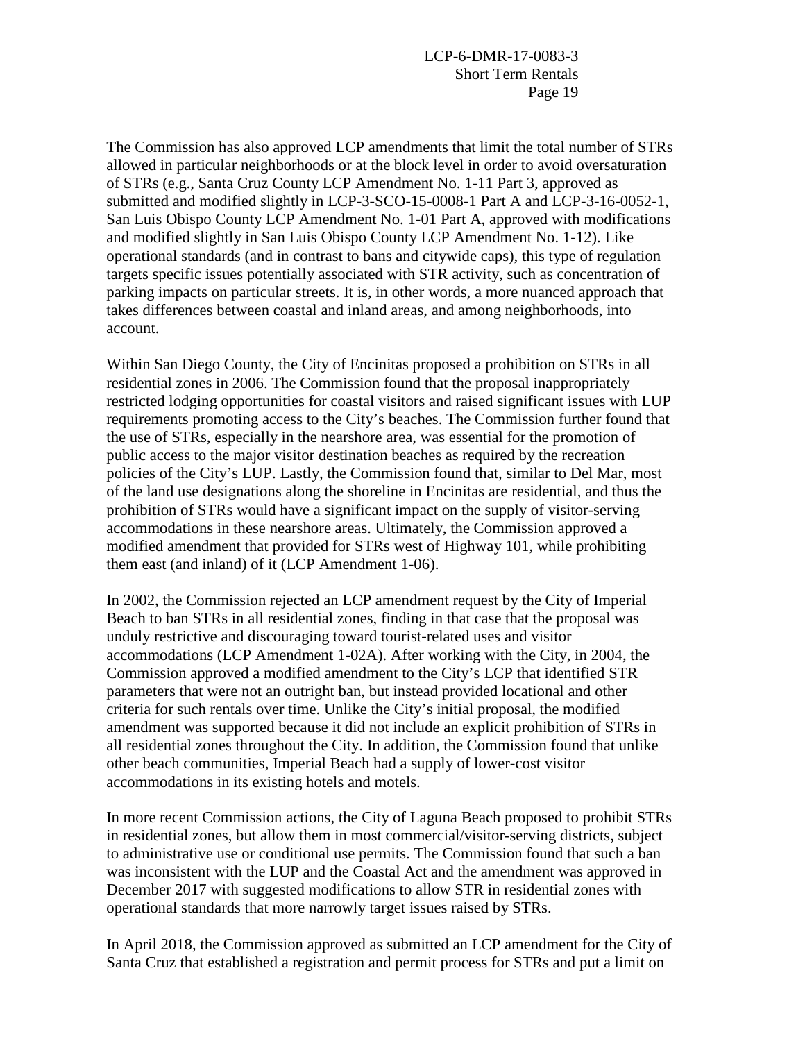The Commission has also approved LCP amendments that limit the total number of STRs allowed in particular neighborhoods or at the block level in order to avoid oversaturation of STRs (e.g., Santa Cruz County LCP Amendment No. 1-11 Part 3, approved as submitted and modified slightly in LCP-3-SCO-15-0008-1 Part A and LCP-3-16-0052-1, San Luis Obispo County LCP Amendment No. 1-01 Part A, approved with modifications and modified slightly in San Luis Obispo County LCP Amendment No. 1-12). Like operational standards (and in contrast to bans and citywide caps), this type of regulation targets specific issues potentially associated with STR activity, such as concentration of parking impacts on particular streets. It is, in other words, a more nuanced approach that takes differences between coastal and inland areas, and among neighborhoods, into account.

Within San Diego County, the City of Encinitas proposed a prohibition on STRs in all residential zones in 2006. The Commission found that the proposal inappropriately restricted lodging opportunities for coastal visitors and raised significant issues with LUP requirements promoting access to the City's beaches. The Commission further found that the use of STRs, especially in the nearshore area, was essential for the promotion of public access to the major visitor destination beaches as required by the recreation policies of the City's LUP. Lastly, the Commission found that, similar to Del Mar, most of the land use designations along the shoreline in Encinitas are residential, and thus the prohibition of STRs would have a significant impact on the supply of visitor-serving accommodations in these nearshore areas. Ultimately, the Commission approved a modified amendment that provided for STRs west of Highway 101, while prohibiting them east (and inland) of it (LCP Amendment 1-06).

In 2002, the Commission rejected an LCP amendment request by the City of Imperial Beach to ban STRs in all residential zones, finding in that case that the proposal was unduly restrictive and discouraging toward tourist-related uses and visitor accommodations (LCP Amendment 1-02A). After working with the City, in 2004, the Commission approved a modified amendment to the City's LCP that identified STR parameters that were not an outright ban, but instead provided locational and other criteria for such rentals over time. Unlike the City's initial proposal, the modified amendment was supported because it did not include an explicit prohibition of STRs in all residential zones throughout the City. In addition, the Commission found that unlike other beach communities, Imperial Beach had a supply of lower-cost visitor accommodations in its existing hotels and motels.

In more recent Commission actions, the City of Laguna Beach proposed to prohibit STRs in residential zones, but allow them in most commercial/visitor-serving districts, subject to administrative use or conditional use permits. The Commission found that such a ban was inconsistent with the LUP and the Coastal Act and the amendment was approved in December 2017 with suggested modifications to allow STR in residential zones with operational standards that more narrowly target issues raised by STRs.

In April 2018, the Commission approved as submitted an LCP amendment for the City of Santa Cruz that established a registration and permit process for STRs and put a limit on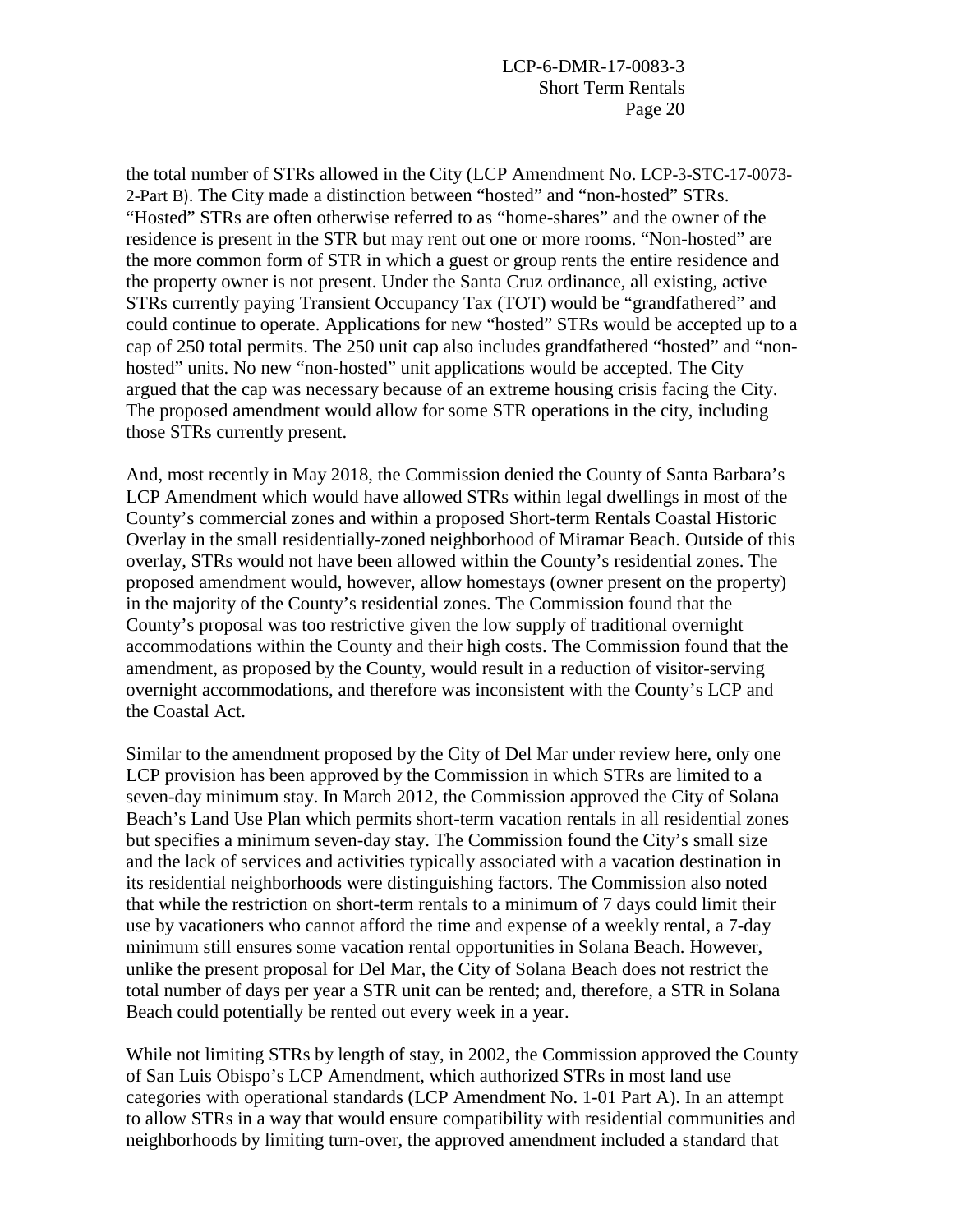the total number of STRs allowed in the City (LCP Amendment No. LCP-3-STC-17-0073-2-Part B). The City made a distinction between "hosted" and "non-hosted" STRs. "Hosted" STRs are often otherwise referred to as "home-shares" and the owner of the residence is present in the STR but may rent out one or more rooms. "Non-hosted" are the more common form of STR in which a guest or group rents the entire residence and the property owner is not present. Under the Santa Cruz ordinance, all existing, active STRs currently paying Transient Occupancy Tax (TOT) would be "grandfathered" and could continue to operate. Applications for new "hosted" STRs would be accepted up to a cap of 250 total permits. The 250 unit cap also includes grandfathered "hosted" and "non-hosted" units. No new "non-hosted" unit applications would be accepted. The City argued that the cap was necessary because of an extreme housing crisis facing the City. The proposed amendment would allow for some STR operations in the city, including those STRs currently present.

And, most recently in May 2018, the Commission denied the County of Santa Barbara's LCP Amendment which would have allowed STRs within legal dwellings in most of the County's commercial zones and within a proposed Short-term Rentals Coastal Historic Overlay in the small residentially-zoned neighborhood of Miramar Beach. Outside of this overlay, STRs would not have been allowed within the County's residential zones. The proposed amendment would, however, allow homestays (owner present on the property) in the majority of the County's residential zones. The Commission found that the County's proposal was too restrictive given the low supply of traditional overnight accommodations within the County and their high costs. The Commission found that the amendment, as proposed by the County, would result in a reduction of visitor-serving overnight accommodations, and therefore was inconsistent with the County's LCP and the Coastal Act.

Similar to the amendment proposed by the City of Del Mar under review here, only one LCP provision has been approved by the Commission in which STRs are limited to a seven-day minimum stay. In March 2012, the Commission approved the City of Solana Beach's Land Use Plan which permits short-term vacation rentals in all residential zones but specifies a minimum seven-day stay. The Commission found the City's small size and the lack of services and activities typically associated with a vacation destination in its residential neighborhoods were distinguishing factors. The Commission also noted that while the restriction on short-term rentals to a minimum of 7 days could limit their use by vacationers who cannot afford the time and expense of a weekly rental, a 7-day minimum still ensures some vacation rental opportunities in Solana Beach. However, unlike the present proposal for Del Mar, the City of Solana Beach does not restrict the total number of days per year a STR unit can be rented; and, therefore, a STR in Solana Beach could potentially be rented out every week in a year.

While not limiting STRs by length of stay, in 2002, the Commission approved the County of San Luis Obispo's LCP Amendment, which authorized STRs in most land use categories with operational standards (LCP Amendment No. 1-01 Part A). In an attempt to allow STRs in a way that would ensure compatibility with residential communities and neighborhoods by limiting turn-over, the approved amendment included a standard that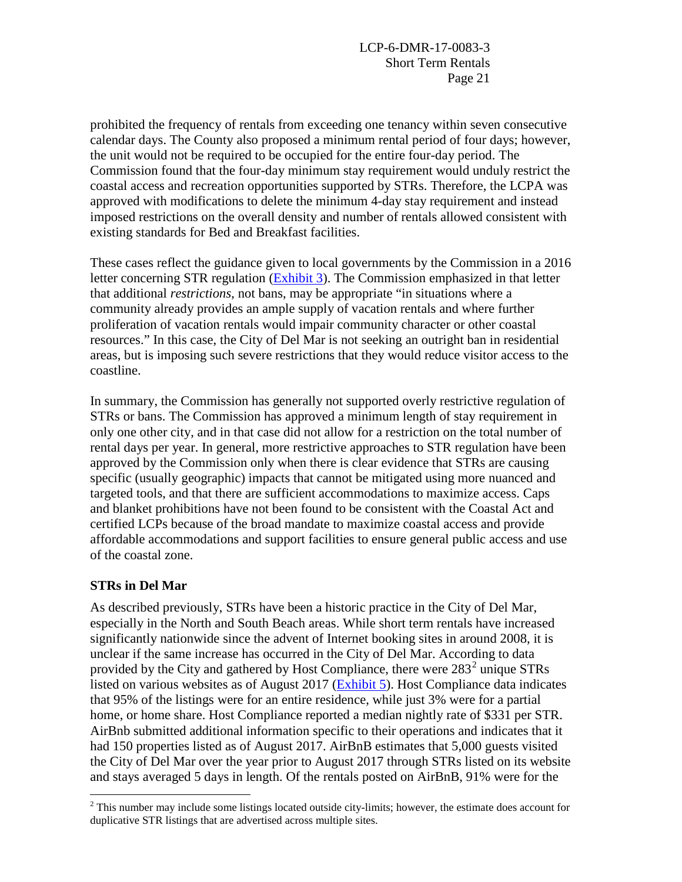prohibited the frequency of rentals from exceeding one tenancy within seven consecutive calendar days. The County also proposed a minimum rental period of four days; however, the unit would not be required to be occupied for the entire four-day period. The Commission found that the four-day minimum stay requirement would unduly restrict the coastal access and recreation opportunities supported by STRs. Therefore, the LCPA was approved with modifications to delete the minimum 4-day stay requirement and instead imposed restrictions on the overall density and number of rentals allowed consistent with existing standards for Bed and Breakfast facilities.

These cases reflect the guidance given to local governments by the Commission in a 2016 letter concerning STR regulation (Exhibit 3). The Commission emphasized in that letter that additional *restrictions*, not bans, may be appropriate "in situations where a community already provides an ample supply of vacation rentals and where further proliferation of vacation rentals would impair community character or other coastal resources." In this case, the City of Del Mar is not seeking an outright ban in residential areas, but is imposing such severe restrictions that they would reduce visitor access to the coastline.

In summary, the Commission has generally not supported overly restrictive regulation of STRs or bans. The Commission has approved a minimum length of stay requirement in only one other city, and in that case did not allow for a restriction on the total number of rental days per year. In general, more restrictive approaches to STR regulation have been approved by the Commission only when there is clear evidence that STRs are causing specific (usually geographic) impacts that cannot be mitigated using more nuanced and targeted tools, and that there are sufficient accommodations to maximize access. Caps and blanket prohibitions have not been found to be consistent with the Coastal Act and certified LCPs because of the broad mandate to maximize coastal access and provide affordable accommodations and support facilities to ensure general public access and use of the coastal zone.

**STRs in Del Mar**

As described previously, STRs have been a historic practice in the City of Del Mar, especially in the North and South Beach areas. While short term rentals have increased significantly nationwide since the advent of Internet booking sites in around 2008, it is unclear if the same increase has occurred in the City of Del Mar. According to data provided by the City and gathered by Host Compliance, there were 283[2] unique STRs listed on various websites as of August 2017 (Exhibit 5). Host Compliance data indicates that 95% of the listings were for an entire residence, while just 3% were for a partial home, or home share. Host Compliance reported a median nightly rate of $331 per STR. AirBnb submitted additional information specific to their operations and indicates that it had 150 properties listed as of August 2017. AirBnB estimates that 5,000 guests visited the City of Del Mar over the year prior to August 2017 through STRs listed on its website and stays averaged 5 days in length. Of the rentals posted on AirBnB, 91% were for the

[2] This number may include some listings located outside city-limits; however, the estimate does account for duplicative STR listings that are advertised across multiple sites.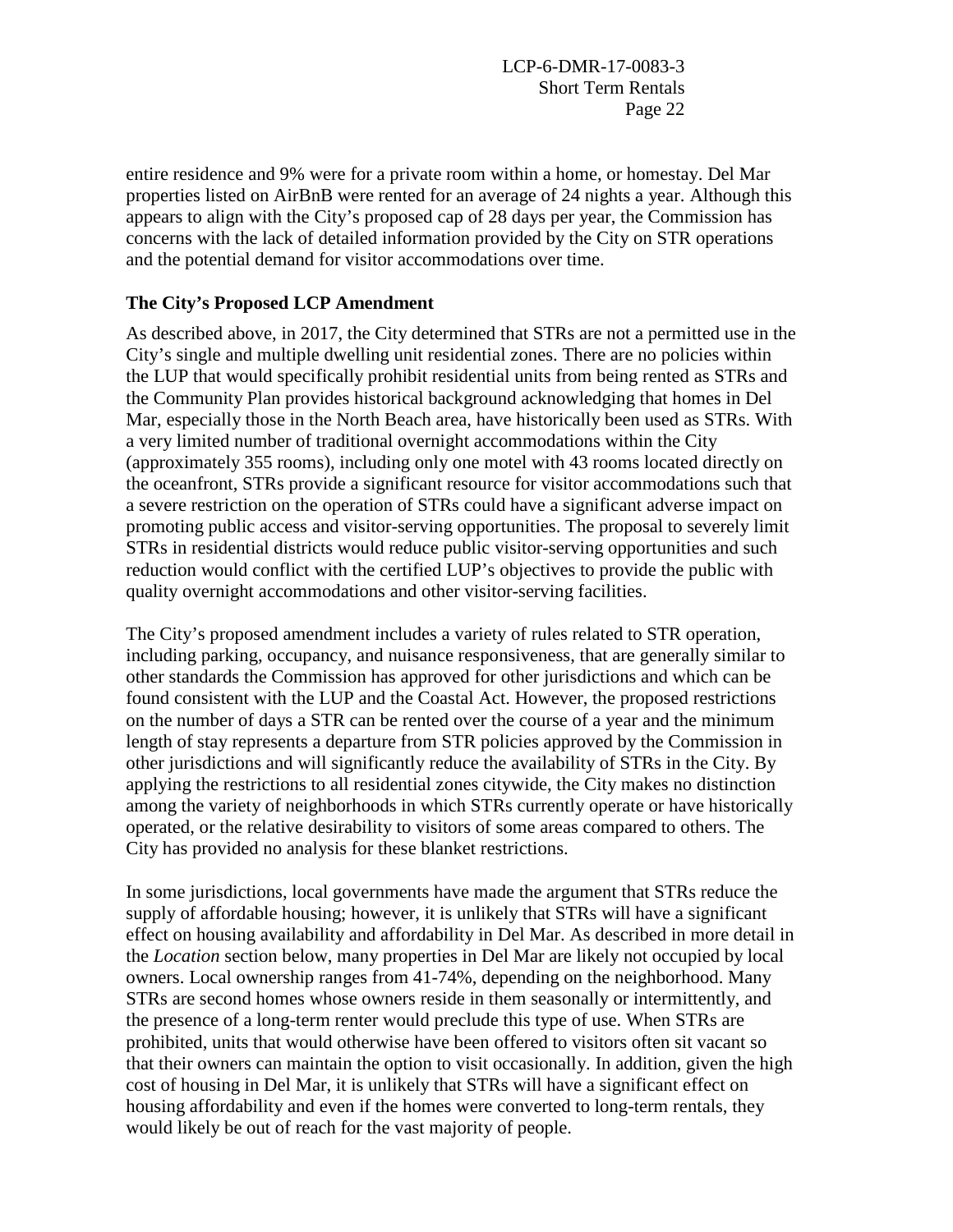entire residence and 9% were for a private room within a home, or homestay. Del Mar properties listed on AirBnB were rented for an average of 24 nights a year. Although this appears to align with the City's proposed cap of 28 days per year, the Commission has concerns with the lack of detailed information provided by the City on STR operations and the potential demand for visitor accommodations over time.

**The City's Proposed LCP Amendment**

As described above, in 2017, the City determined that STRs are not a permitted use in the City's single and multiple dwelling unit residential zones. There are no policies within the LUP that would specifically prohibit residential units from being rented as STRs and the Community Plan provides historical background acknowledging that homes in Del Mar, especially those in the North Beach area, have historically been used as STRs. With a very limited number of traditional overnight accommodations within the City (approximately 355 rooms), including only one motel with 43 rooms located directly on the oceanfront, STRs provide a significant resource for visitor accommodations such that a severe restriction on the operation of STRs could have a significant adverse impact on promoting public access and visitor-serving opportunities. The proposal to severely limit STRs in residential districts would reduce public visitor-serving opportunities and such reduction would conflict with the certified LUP's objectives to provide the public with quality overnight accommodations and other visitor-serving facilities.

The City's proposed amendment includes a variety of rules related to STR operation, including parking, occupancy, and nuisance responsiveness, that are generally similar to other standards the Commission has approved for other jurisdictions and which can be found consistent with the LUP and the Coastal Act. However, the proposed restrictions on the number of days a STR can be rented over the course of a year and the minimum length of stay represents a departure from STR policies approved by the Commission in other jurisdictions and will significantly reduce the availability of STRs in the City. By applying the restrictions to all residential zones citywide, the City makes no distinction among the variety of neighborhoods in which STRs currently operate or have historically operated, or the relative desirability to visitors of some areas compared to others. The City has provided no analysis for these blanket restrictions.

In some jurisdictions, local governments have made the argument that STRs reduce the supply of affordable housing; however, it is unlikely that STRs will have a significant effect on housing availability and affordability in Del Mar. As described in more detail in the *Location* section below, many properties in Del Mar are likely not occupied by local owners. Local ownership ranges from 41-74%, depending on the neighborhood. Many STRs are second homes whose owners reside in them seasonally or intermittently, and the presence of a long-term renter would preclude this type of use. When STRs are prohibited, units that would otherwise have been offered to visitors often sit vacant so that their owners can maintain the option to visit occasionally. In addition, given the high cost of housing in Del Mar, it is unlikely that STRs will have a significant effect on housing affordability and even if the homes were converted to long-term rentals, they would likely be out of reach for the vast majority of people.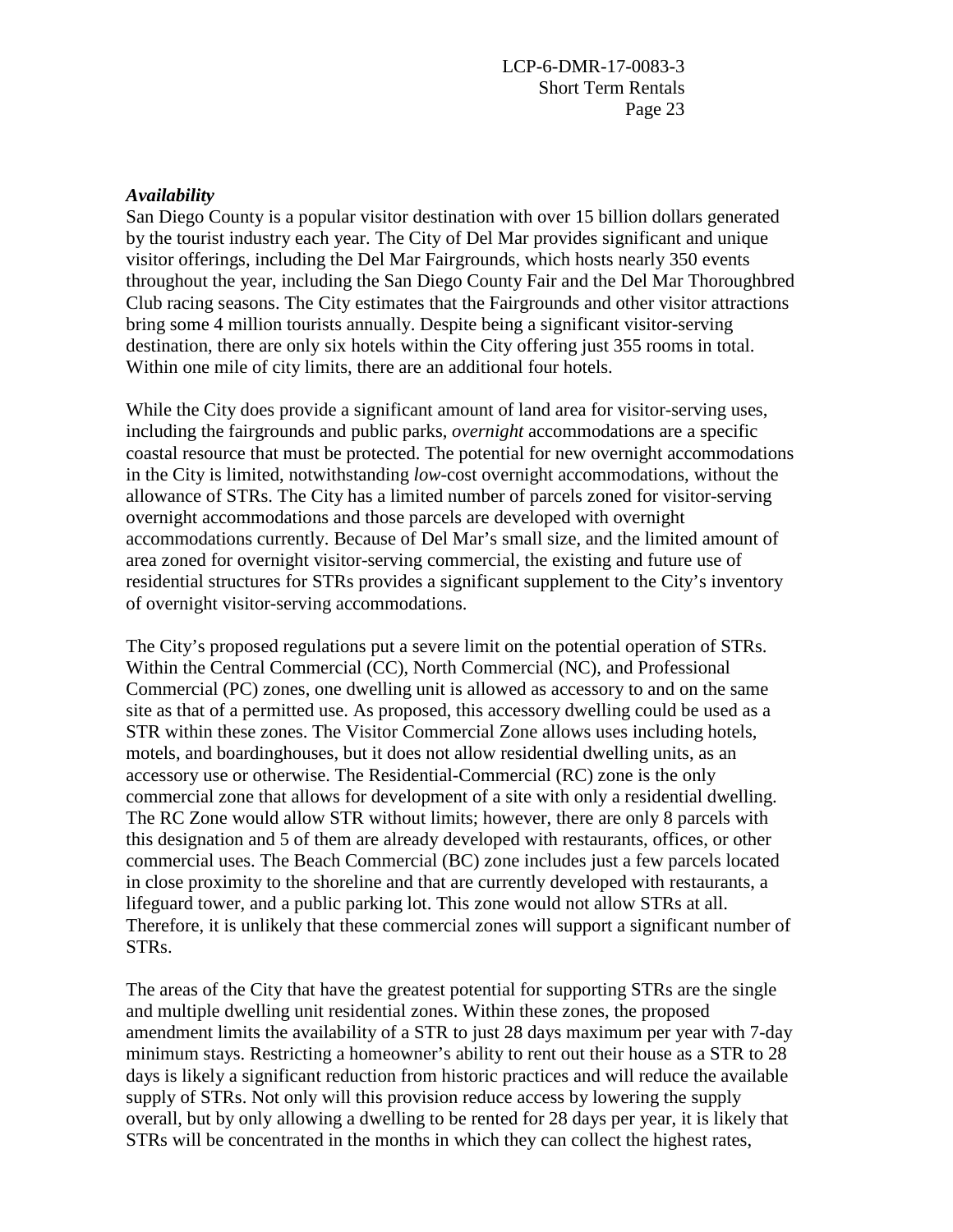***Availability***

San Diego County is a popular visitor destination with over 15 billion dollars generated by the tourist industry each year. The City of Del Mar provides significant and unique visitor offerings, including the Del Mar Fairgrounds, which hosts nearly 350 events throughout the year, including the San Diego County Fair and the Del Mar Thoroughbred Club racing seasons. The City estimates that the Fairgrounds and other visitor attractions bring some 4 million tourists annually. Despite being a significant visitor-serving destination, there are only six hotels within the City offering just 355 rooms in total. Within one mile of city limits, there are an additional four hotels.

While the City does provide a significant amount of land area for visitor-serving uses, including the fairgrounds and public parks, *overnight* accommodations are a specific coastal resource that must be protected. The potential for new overnight accommodations in the City is limited, notwithstanding *low*-cost overnight accommodations, without the allowance of STRs. The City has a limited number of parcels zoned for visitor-serving overnight accommodations and those parcels are developed with overnight accommodations currently. Because of Del Mar's small size, and the limited amount of area zoned for overnight visitor-serving commercial, the existing and future use of residential structures for STRs provides a significant supplement to the City's inventory of overnight visitor-serving accommodations.

The City's proposed regulations put a severe limit on the potential operation of STRs. Within the Central Commercial (CC), North Commercial (NC), and Professional Commercial (PC) zones, one dwelling unit is allowed as accessory to and on the same site as that of a permitted use. As proposed, this accessory dwelling could be used as a STR within these zones. The Visitor Commercial Zone allows uses including hotels, motels, and boardinghouses, but it does not allow residential dwelling units, as an accessory use or otherwise. The Residential-Commercial (RC) zone is the only commercial zone that allows for development of a site with only a residential dwelling. The RC Zone would allow STR without limits; however, there are only 8 parcels with this designation and 5 of them are already developed with restaurants, offices, or other commercial uses. The Beach Commercial (BC) zone includes just a few parcels located in close proximity to the shoreline and that are currently developed with restaurants, a lifeguard tower, and a public parking lot. This zone would not allow STRs at all. Therefore, it is unlikely that these commercial zones will support a significant number of STRs.

The areas of the City that have the greatest potential for supporting STRs are the single and multiple dwelling unit residential zones. Within these zones, the proposed amendment limits the availability of a STR to just 28 days maximum per year with 7-day minimum stays. Restricting a homeowner's ability to rent out their house as a STR to 28 days is likely a significant reduction from historic practices and will reduce the available supply of STRs. Not only will this provision reduce access by lowering the supply overall, but by only allowing a dwelling to be rented for 28 days per year, it is likely that STRs will be concentrated in the months in which they can collect the highest rates,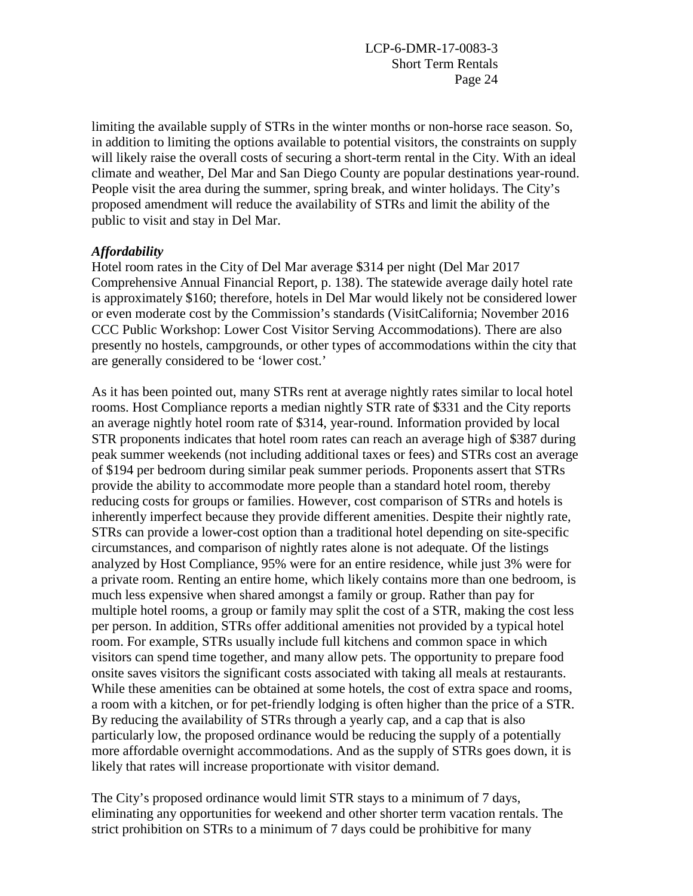limiting the available supply of STRs in the winter months or non-horse race season. So, in addition to limiting the options available to potential visitors, the constraints on supply will likely raise the overall costs of securing a short-term rental in the City. With an ideal climate and weather, Del Mar and San Diego County are popular destinations year-round. People visit the area during the summer, spring break, and winter holidays. The City's proposed amendment will reduce the availability of STRs and limit the ability of the public to visit and stay in Del Mar.

***Affordability***

Hotel room rates in the City of Del Mar average $314 per night (Del Mar 2017 Comprehensive Annual Financial Report, p. 138). The statewide average daily hotel rate is approximately $160; therefore, hotels in Del Mar would likely not be considered lower or even moderate cost by the Commission's standards (VisitCalifornia; November 2016 CCC Public Workshop: Lower Cost Visitor Serving Accommodations). There are also presently no hostels, campgrounds, or other types of accommodations within the city that are generally considered to be 'lower cost.'

As it has been pointed out, many STRs rent at average nightly rates similar to local hotel rooms. Host Compliance reports a median nightly STR rate of $331 and the City reports an average nightly hotel room rate of $314, year-round. Information provided by local STR proponents indicates that hotel room rates can reach an average high of $387 during peak summer weekends (not including additional taxes or fees) and STRs cost an average of $194 per bedroom during similar peak summer periods. Proponents assert that STRs provide the ability to accommodate more people than a standard hotel room, thereby reducing costs for groups or families. However, cost comparison of STRs and hotels is inherently imperfect because they provide different amenities. Despite their nightly rate, STRs can provide a lower-cost option than a traditional hotel depending on site-specific circumstances, and comparison of nightly rates alone is not adequate. Of the listings analyzed by Host Compliance, 95% were for an entire residence, while just 3% were for a private room. Renting an entire home, which likely contains more than one bedroom, is much less expensive when shared amongst a family or group. Rather than pay for multiple hotel rooms, a group or family may split the cost of a STR, making the cost less per person. In addition, STRs offer additional amenities not provided by a typical hotel room. For example, STRs usually include full kitchens and common space in which visitors can spend time together, and many allow pets. The opportunity to prepare food onsite saves visitors the significant costs associated with taking all meals at restaurants. While these amenities can be obtained at some hotels, the cost of extra space and rooms, a room with a kitchen, or for pet-friendly lodging is often higher than the price of a STR. By reducing the availability of STRs through a yearly cap, and a cap that is also particularly low, the proposed ordinance would be reducing the supply of a potentially more affordable overnight accommodations. And as the supply of STRs goes down, it is likely that rates will increase proportionate with visitor demand.

The City's proposed ordinance would limit STR stays to a minimum of 7 days, eliminating any opportunities for weekend and other shorter term vacation rentals. The strict prohibition on STRs to a minimum of 7 days could be prohibitive for many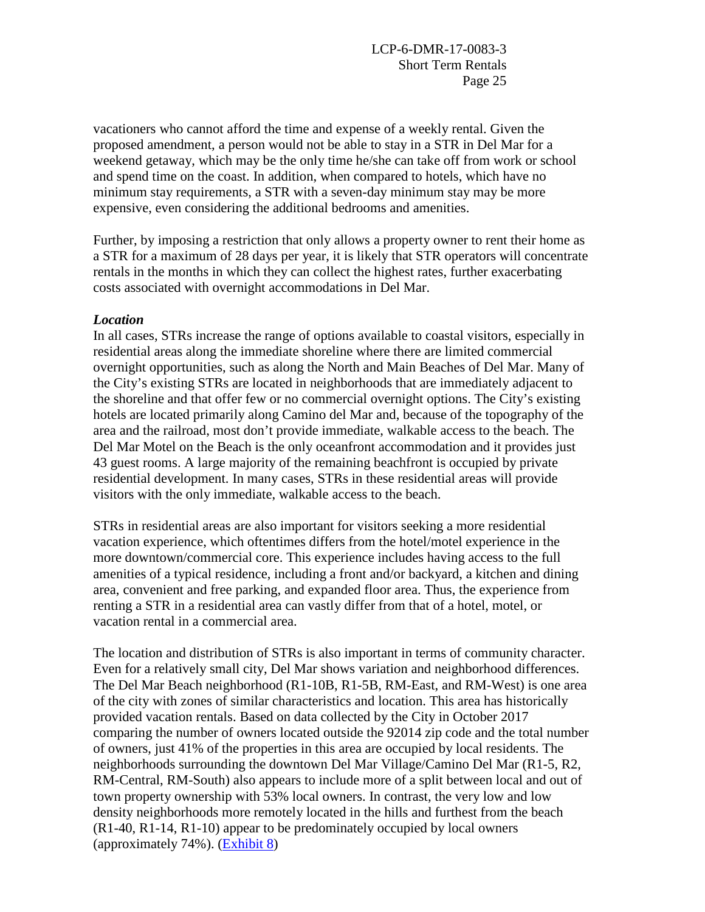vacationers who cannot afford the time and expense of a weekly rental. Given the proposed amendment, a person would not be able to stay in a STR in Del Mar for a weekend getaway, which may be the only time he/she can take off from work or school and spend time on the coast. In addition, when compared to hotels, which have no minimum stay requirements, a STR with a seven-day minimum stay may be more expensive, even considering the additional bedrooms and amenities.

Further, by imposing a restriction that only allows a property owner to rent their home as a STR for a maximum of 28 days per year, it is likely that STR operators will concentrate rentals in the months in which they can collect the highest rates, further exacerbating costs associated with overnight accommodations in Del Mar.

***Location***

In all cases, STRs increase the range of options available to coastal visitors, especially in residential areas along the immediate shoreline where there are limited commercial overnight opportunities, such as along the North and Main Beaches of Del Mar. Many of the City's existing STRs are located in neighborhoods that are immediately adjacent to the shoreline and that offer few or no commercial overnight options. The City's existing hotels are located primarily along Camino del Mar and, because of the topography of the area and the railroad, most don't provide immediate, walkable access to the beach. The Del Mar Motel on the Beach is the only oceanfront accommodation and it provides just 43 guest rooms. A large majority of the remaining beachfront is occupied by private residential development. In many cases, STRs in these residential areas will provide visitors with the only immediate, walkable access to the beach.

STRs in residential areas are also important for visitors seeking a more residential vacation experience, which oftentimes differs from the hotel/motel experience in the more downtown/commercial core. This experience includes having access to the full amenities of a typical residence, including a front and/or backyard, a kitchen and dining area, convenient and free parking, and expanded floor area. Thus, the experience from renting a STR in a residential area can vastly differ from that of a hotel, motel, or vacation rental in a commercial area.

The location and distribution of STRs is also important in terms of community character. Even for a relatively small city, Del Mar shows variation and neighborhood differences. The Del Mar Beach neighborhood (R1-10B, R1-5B, RM-East, and RM-West) is one area of the city with zones of similar characteristics and location. This area has historically provided vacation rentals. Based on data collected by the City in October 2017 comparing the number of owners located outside the 92014 zip code and the total number of owners, just 41% of the properties in this area are occupied by local residents. The neighborhoods surrounding the downtown Del Mar Village/Camino Del Mar (R1-5, R2, RM-Central, RM-South) also appears to include more of a split between local and out of town property ownership with 53% local owners. In contrast, the very low and low density neighborhoods more remotely located in the hills and furthest from the beach (R1-40, R1-14, R1-10) appear to be predominately occupied by local owners (approximately 74%). (Exhibit 8)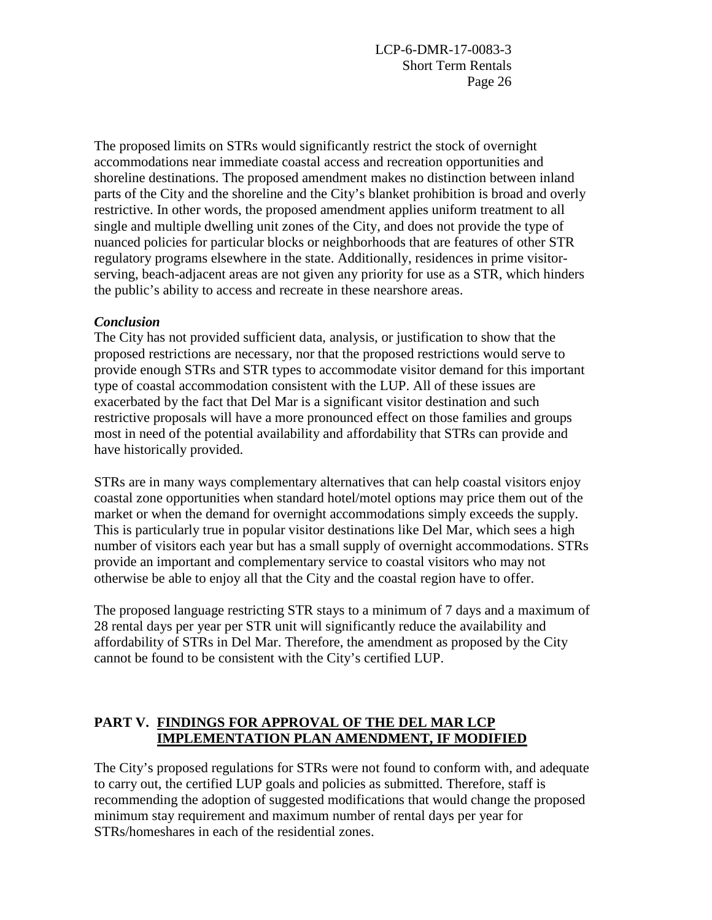The proposed limits on STRs would significantly restrict the stock of overnight accommodations near immediate coastal access and recreation opportunities and shoreline destinations. The proposed amendment makes no distinction between inland parts of the City and the shoreline and the City's blanket prohibition is broad and overly restrictive. In other words, the proposed amendment applies uniform treatment to all single and multiple dwelling unit zones of the City, and does not provide the type of nuanced policies for particular blocks or neighborhoods that are features of other STR regulatory programs elsewhere in the state. Additionally, residences in prime visitor-serving, beach-adjacent areas are not given any priority for use as a STR, which hinders the public's ability to access and recreate in these nearshore areas.

***Conclusion***

The City has not provided sufficient data, analysis, or justification to show that the proposed restrictions are necessary, nor that the proposed restrictions would serve to provide enough STRs and STR types to accommodate visitor demand for this important type of coastal accommodation consistent with the LUP. All of these issues are exacerbated by the fact that Del Mar is a significant visitor destination and such restrictive proposals will have a more pronounced effect on those families and groups most in need of the potential availability and affordability that STRs can provide and have historically provided.

STRs are in many ways complementary alternatives that can help coastal visitors enjoy coastal zone opportunities when standard hotel/motel options may price them out of the market or when the demand for overnight accommodations simply exceeds the supply. This is particularly true in popular visitor destinations like Del Mar, which sees a high number of visitors each year but has a small supply of overnight accommodations. STRs provide an important and complementary service to coastal visitors who may not otherwise be able to enjoy all that the City and the coastal region have to offer.

The proposed language restricting STR stays to a minimum of 7 days and a maximum of 28 rental days per year per STR unit will significantly reduce the availability and affordability of STRs in Del Mar. Therefore, the amendment as proposed by the City cannot be found to be consistent with the City's certified LUP.

## PART V. <u>FINDINGS FOR APPROVAL OF THE DEL MAR LCP IMPLEMENTATION PLAN AMENDMENT, IF MODIFIED</u>

The City's proposed regulations for STRs were not found to conform with, and adequate to carry out, the certified LUP goals and policies as submitted. Therefore, staff is recommending the adoption of suggested modifications that would change the proposed minimum stay requirement and maximum number of rental days per year for STRs/homeshares in each of the residential zones.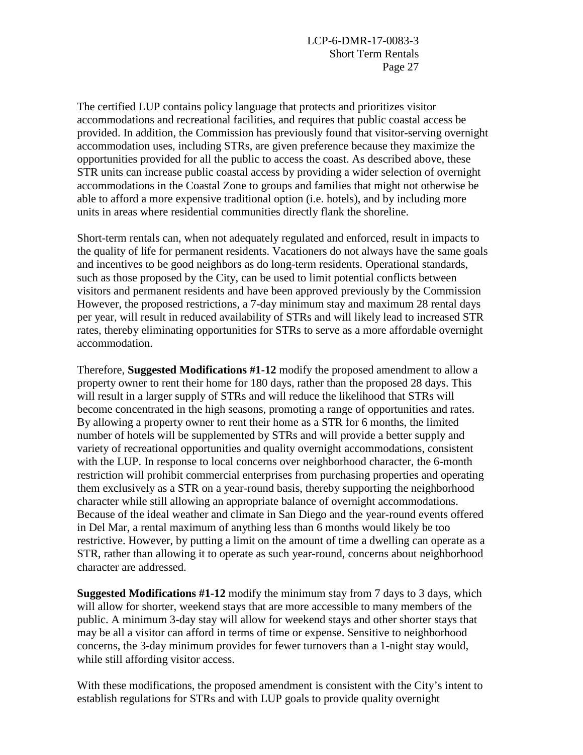The certified LUP contains policy language that protects and prioritizes visitor accommodations and recreational facilities, and requires that public coastal access be provided. In addition, the Commission has previously found that visitor-serving overnight accommodation uses, including STRs, are given preference because they maximize the opportunities provided for all the public to access the coast. As described above, these STR units can increase public coastal access by providing a wider selection of overnight accommodations in the Coastal Zone to groups and families that might not otherwise be able to afford a more expensive traditional option (i.e. hotels), and by including more units in areas where residential communities directly flank the shoreline.

Short-term rentals can, when not adequately regulated and enforced, result in impacts to the quality of life for permanent residents. Vacationers do not always have the same goals and incentives to be good neighbors as do long-term residents. Operational standards, such as those proposed by the City, can be used to limit potential conflicts between visitors and permanent residents and have been approved previously by the Commission However, the proposed restrictions, a 7-day minimum stay and maximum 28 rental days per year, will result in reduced availability of STRs and will likely lead to increased STR rates, thereby eliminating opportunities for STRs to serve as a more affordable overnight accommodation.

Therefore, **Suggested Modifications #1-12** modify the proposed amendment to allow a property owner to rent their home for 180 days, rather than the proposed 28 days. This will result in a larger supply of STRs and will reduce the likelihood that STRs will become concentrated in the high seasons, promoting a range of opportunities and rates. By allowing a property owner to rent their home as a STR for 6 months, the limited number of hotels will be supplemented by STRs and will provide a better supply and variety of recreational opportunities and quality overnight accommodations, consistent with the LUP. In response to local concerns over neighborhood character, the 6-month restriction will prohibit commercial enterprises from purchasing properties and operating them exclusively as a STR on a year-round basis, thereby supporting the neighborhood character while still allowing an appropriate balance of overnight accommodations. Because of the ideal weather and climate in San Diego and the year-round events offered in Del Mar, a rental maximum of anything less than 6 months would likely be too restrictive. However, by putting a limit on the amount of time a dwelling can operate as a STR, rather than allowing it to operate as such year-round, concerns about neighborhood character are addressed.

**Suggested Modifications #1-12** modify the minimum stay from 7 days to 3 days, which will allow for shorter, weekend stays that are more accessible to many members of the public. A minimum 3-day stay will allow for weekend stays and other shorter stays that may be all a visitor can afford in terms of time or expense. Sensitive to neighborhood concerns, the 3-day minimum provides for fewer turnovers than a 1-night stay would, while still affording visitor access.

With these modifications, the proposed amendment is consistent with the City's intent to establish regulations for STRs and with LUP goals to provide quality overnight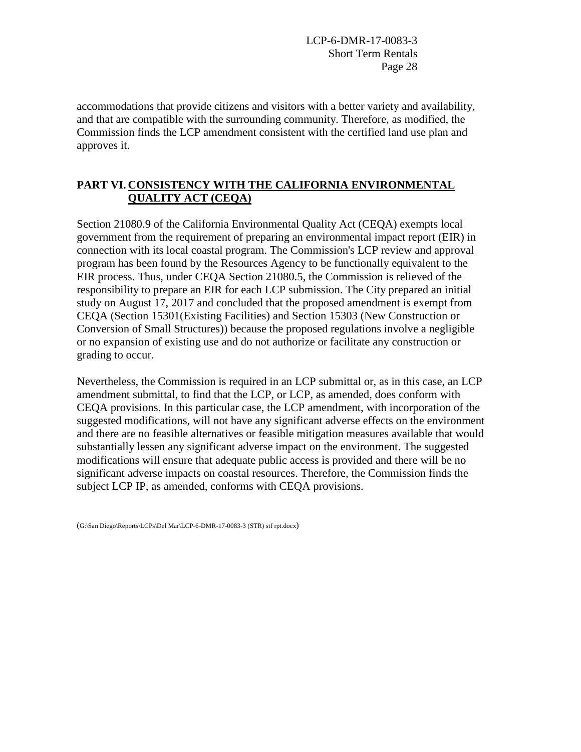accommodations that provide citizens and visitors with a better variety and availability, and that are compatible with the surrounding community. Therefore, as modified, the Commission finds the LCP amendment consistent with the certified land use plan and approves it.

## PART VI. CONSISTENCY WITH THE CALIFORNIA ENVIRONMENTAL QUALITY ACT (CEQA)

Section 21080.9 of the California Environmental Quality Act (CEQA) exempts local government from the requirement of preparing an environmental impact report (EIR) in connection with its local coastal program. The Commission's LCP review and approval program has been found by the Resources Agency to be functionally equivalent to the EIR process. Thus, under CEQA Section 21080.5, the Commission is relieved of the responsibility to prepare an EIR for each LCP submission. The City prepared an initial study on August 17, 2017 and concluded that the proposed amendment is exempt from CEQA (Section 15301(Existing Facilities) and Section 15303 (New Construction or Conversion of Small Structures)) because the proposed regulations involve a negligible or no expansion of existing use and do not authorize or facilitate any construction or grading to occur.

Nevertheless, the Commission is required in an LCP submittal or, as in this case, an LCP amendment submittal, to find that the LCP, or LCP, as amended, does conform with CEQA provisions. In this particular case, the LCP amendment, with incorporation of the suggested modifications, will not have any significant adverse effects on the environment and there are no feasible alternatives or feasible mitigation measures available that would substantially lessen any significant adverse impact on the environment. The suggested modifications will ensure that adequate public access is provided and there will be no significant adverse impacts on coastal resources. Therefore, the Commission finds the subject LCP IP, as amended, conforms with CEQA provisions.

(G:\San Diego\Reports\LCPs\Del Mar\LCP-6-DMR-17-0083-3 (STR) stf rpt.docx)